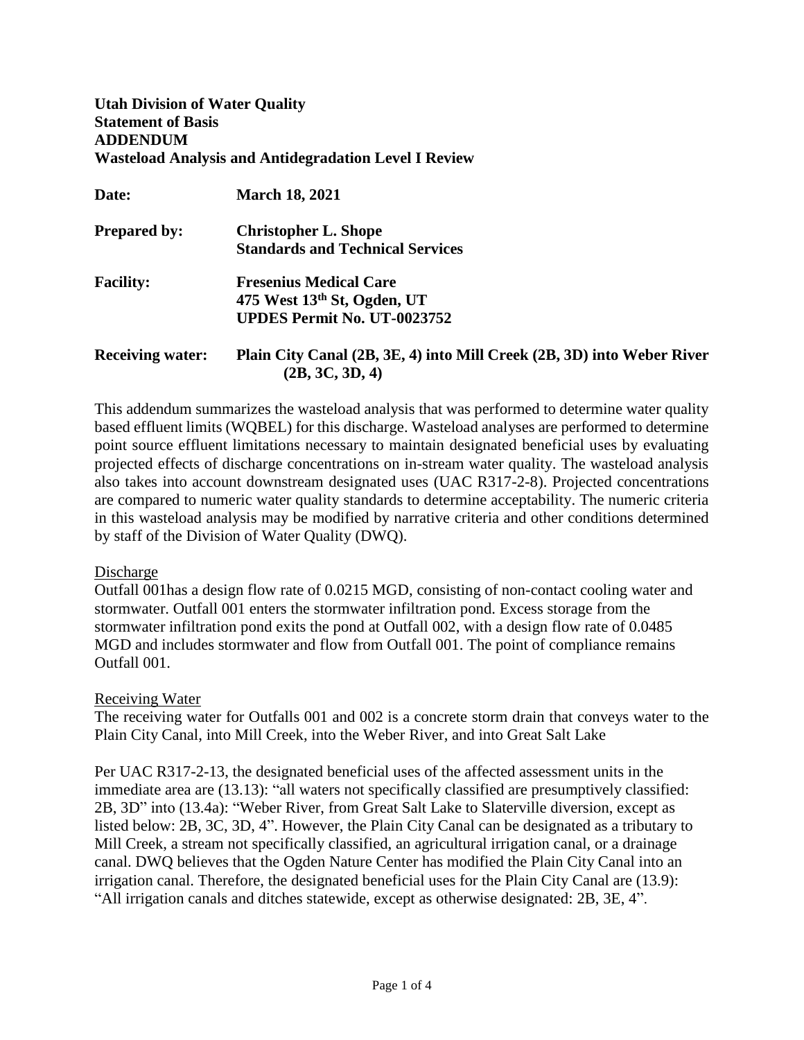**Utah Division of Water Quality**
**Statement of Basis**
**ADDENDUM**
**Wasteload Analysis and Antidegradation Level I Review**

**Date:** **March 18, 2021**

**Prepared by:** **Christopher L. Shope**
**Standards and Technical Services**

**Facility:** **Fresenius Medical Care**
**475 West 13th St, Ogden, UT**
**UPDES Permit No. UT-0023752**

**Receiving water:** **Plain City Canal (2B, 3E, 4) into Mill Creek (2B, 3D) into Weber River (2B, 3C, 3D, 4)**

This addendum summarizes the wasteload analysis that was performed to determine water quality based effluent limits (WQBEL) for this discharge. Wasteload analyses are performed to determine point source effluent limitations necessary to maintain designated beneficial uses by evaluating projected effects of discharge concentrations on in-stream water quality. The wasteload analysis also takes into account downstream designated uses (UAC R317-2-8). Projected concentrations are compared to numeric water quality standards to determine acceptability. The numeric criteria in this wasteload analysis may be modified by narrative criteria and other conditions determined by staff of the Division of Water Quality (DWQ).

Discharge

Outfall 001has a design flow rate of 0.0215 MGD, consisting of non-contact cooling water and stormwater. Outfall 001 enters the stormwater infiltration pond. Excess storage from the stormwater infiltration pond exits the pond at Outfall 002, with a design flow rate of 0.0485 MGD and includes stormwater and flow from Outfall 001. The point of compliance remains Outfall 001.

Receiving Water

The receiving water for Outfalls 001 and 002 is a concrete storm drain that conveys water to the Plain City Canal, into Mill Creek, into the Weber River, and into Great Salt Lake

Per UAC R317-2-13, the designated beneficial uses of the affected assessment units in the immediate area are (13.13): "all waters not specifically classified are presumptively classified: 2B, 3D" into (13.4a): "Weber River, from Great Salt Lake to Slaterville diversion, except as listed below: 2B, 3C, 3D, 4". However, the Plain City Canal can be designated as a tributary to Mill Creek, a stream not specifically classified, an agricultural irrigation canal, or a drainage canal. DWQ believes that the Ogden Nature Center has modified the Plain City Canal into an irrigation canal. Therefore, the designated beneficial uses for the Plain City Canal are (13.9): "All irrigation canals and ditches statewide, except as otherwise designated: 2B, 3E, 4".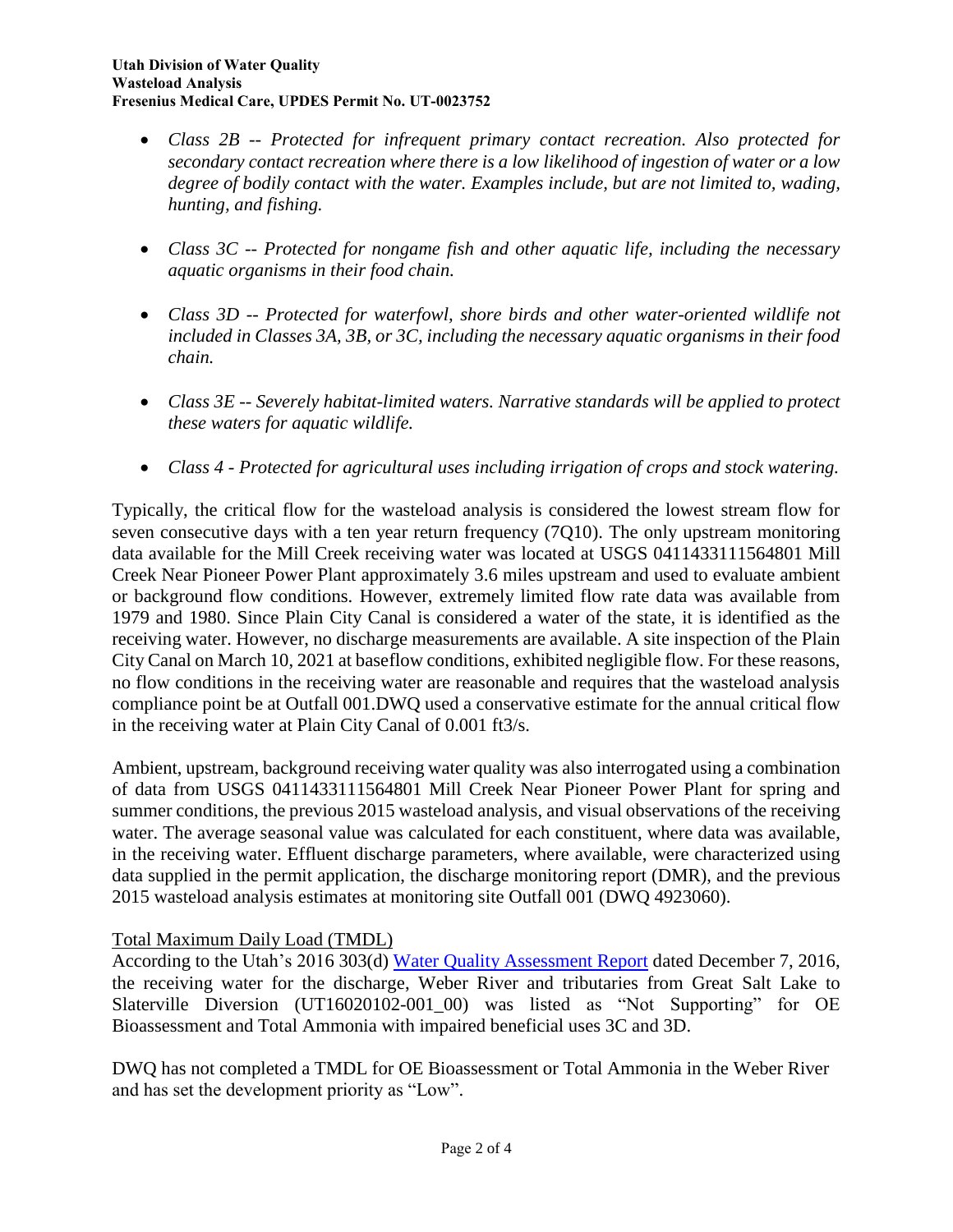- *Class 2B -- Protected for infrequent primary contact recreation. Also protected for secondary contact recreation where there is a low likelihood of ingestion of water or a low degree of bodily contact with the water. Examples include, but are not limited to, wading, hunting, and fishing.*

- *Class 3C -- Protected for nongame fish and other aquatic life, including the necessary aquatic organisms in their food chain.*

- *Class 3D -- Protected for waterfowl, shore birds and other water-oriented wildlife not included in Classes 3A, 3B, or 3C, including the necessary aquatic organisms in their food chain.*

- *Class 3E -- Severely habitat-limited waters. Narrative standards will be applied to protect these waters for aquatic wildlife.*

- *Class 4 - Protected for agricultural uses including irrigation of crops and stock watering.*

Typically, the critical flow for the wasteload analysis is considered the lowest stream flow for seven consecutive days with a ten year return frequency (7Q10). The only upstream monitoring data available for the Mill Creek receiving water was located at USGS 0411433111564801 Mill Creek Near Pioneer Power Plant approximately 3.6 miles upstream and used to evaluate ambient or background flow conditions. However, extremely limited flow rate data was available from 1979 and 1980. Since Plain City Canal is considered a water of the state, it is identified as the receiving water. However, no discharge measurements are available. A site inspection of the Plain City Canal on March 10, 2021 at baseflow conditions, exhibited negligible flow. For these reasons, no flow conditions in the receiving water are reasonable and requires that the wasteload analysis compliance point be at Outfall 001.DWQ used a conservative estimate for the annual critical flow in the receiving water at Plain City Canal of 0.001 $ft^3/s$.

Ambient, upstream, background receiving water quality was also interrogated using a combination of data from USGS 0411433111564801 Mill Creek Near Pioneer Power Plant for spring and summer conditions, the previous 2015 wasteload analysis, and visual observations of the receiving water. The average seasonal value was calculated for each constituent, where data was available, in the receiving water. Effluent discharge parameters, where available, were characterized using data supplied in the permit application, the discharge monitoring report (DMR), and the previous 2015 wasteload analysis estimates at monitoring site Outfall 001 (DWQ 4923060).

## Total Maximum Daily Load (TMDL)

According to the Utah's 2016 303(d) Water Quality Assessment Report dated December 7, 2016, the receiving water for the discharge, Weber River and tributaries from Great Salt Lake to Slaterville Diversion (UT16020102-001_00) was listed as "Not Supporting" for OE Bioassessment and Total Ammonia with impaired beneficial uses 3C and 3D.

DWQ has not completed a TMDL for OE Bioassessment or Total Ammonia in the Weber River and has set the development priority as "Low".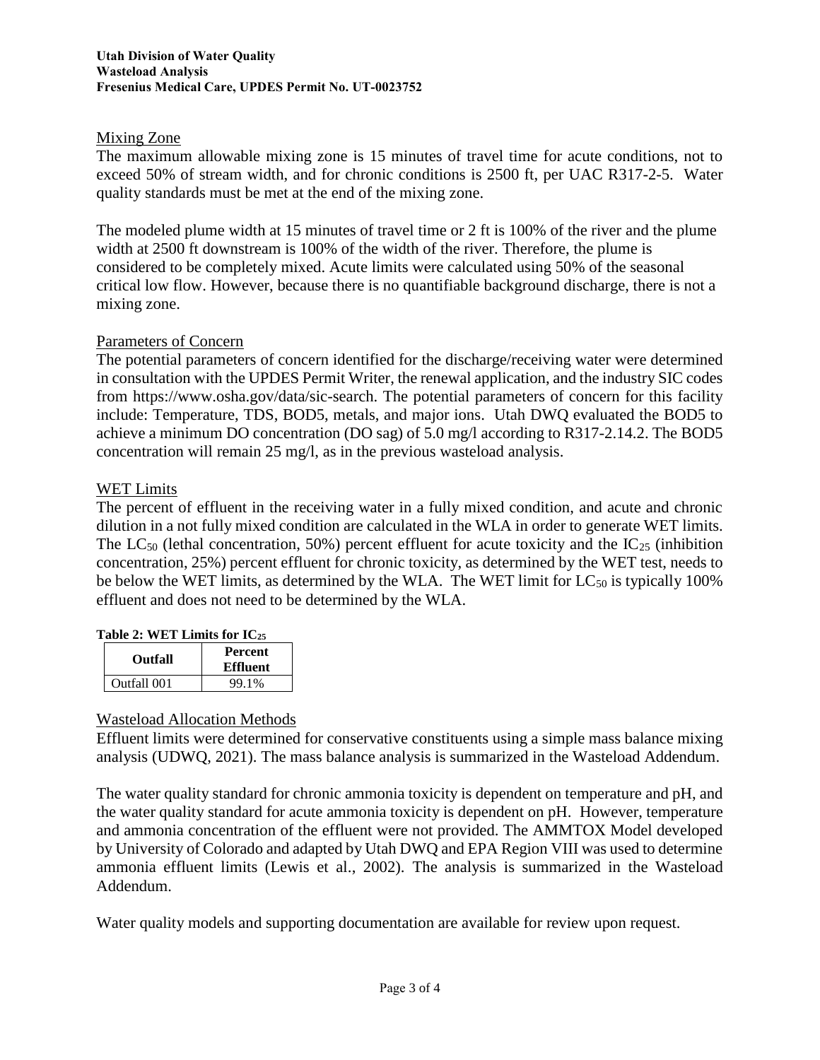## Mixing Zone

The maximum allowable mixing zone is 15 minutes of travel time for acute conditions, not to exceed 50% of stream width, and for chronic conditions is 2500 ft, per UAC R317-2-5. Water quality standards must be met at the end of the mixing zone.

The modeled plume width at 15 minutes of travel time or 2 ft is 100% of the river and the plume width at 2500 ft downstream is 100% of the width of the river. Therefore, the plume is considered to be completely mixed. Acute limits were calculated using 50% of the seasonal critical low flow. However, because there is no quantifiable background discharge, there is not a mixing zone.

## Parameters of Concern

The potential parameters of concern identified for the discharge/receiving water were determined in consultation with the UPDES Permit Writer, the renewal application, and the industry SIC codes from https://www.osha.gov/data/sic-search. The potential parameters of concern for this facility include: Temperature, TDS, BOD5, metals, and major ions. Utah DWQ evaluated the BOD5 to achieve a minimum DO concentration (DO sag) of 5.0 mg/l according to R317-2.14.2. The BOD5 concentration will remain 25 mg/l, as in the previous wasteload analysis.

## WET Limits

The percent of effluent in the receiving water in a fully mixed condition, and acute and chronic dilution in a not fully mixed condition are calculated in the WLA in order to generate WET limits. The $LC_{50}$ (lethal concentration, 50%) percent effluent for acute toxicity and the $IC_{25}$ (inhibition concentration, 25%) percent effluent for chronic toxicity, as determined by the WET test, needs to be below the WET limits, as determined by the WLA. The WET limit for $LC_{50}$ is typically 100% effluent and does not need to be determined by the WLA.

**Table 2: WET Limits for $IC_{25}$**

| Outfall | Percent Effluent |
|---|---|
| Outfall 001 | 99.1% |

## Wasteload Allocation Methods

Effluent limits were determined for conservative constituents using a simple mass balance mixing analysis (UDWQ, 2021). The mass balance analysis is summarized in the Wasteload Addendum.

The water quality standard for chronic ammonia toxicity is dependent on temperature and pH, and the water quality standard for acute ammonia toxicity is dependent on pH. However, temperature and ammonia concentration of the effluent were not provided. The AMMTOX Model developed by University of Colorado and adapted by Utah DWQ and EPA Region VIII was used to determine ammonia effluent limits (Lewis et al., 2002). The analysis is summarized in the Wasteload Addendum.

Water quality models and supporting documentation are available for review upon request.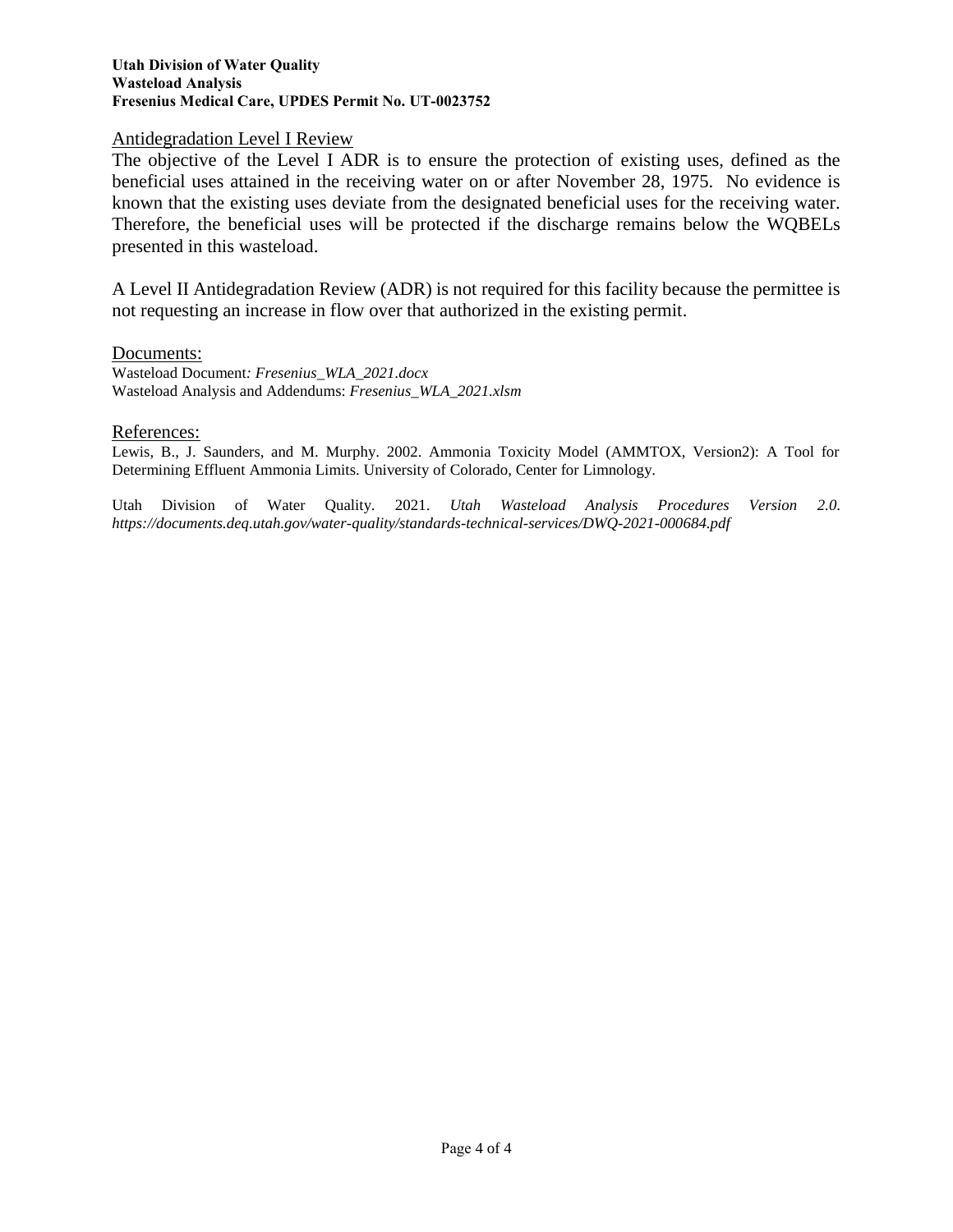## Antidegradation Level I Review

The objective of the Level I ADR is to ensure the protection of existing uses, defined as the beneficial uses attained in the receiving water on or after November 28, 1975. No evidence is known that the existing uses deviate from the designated beneficial uses for the receiving water. Therefore, the beneficial uses will be protected if the discharge remains below the WQBELs presented in this wasteload.

A Level II Antidegradation Review (ADR) is not required for this facility because the permittee is not requesting an increase in flow over that authorized in the existing permit.

## Documents:

Wasteload Document*: Fresenius_WLA_2021.docx*
Wasteload Analysis and Addendums: *Fresenius_WLA_2021.xlsm*

## References:

Lewis, B., J. Saunders, and M. Murphy. 2002. Ammonia Toxicity Model (AMMTOX, Version2): A Tool for Determining Effluent Ammonia Limits. University of Colorado, Center for Limnology.

Utah Division of Water Quality. 2021. *Utah Wasteload Analysis Procedures Version 2.0. https://documents.deq.utah.gov/water-quality/standards-technical-services/DWQ-2021-000684.pdf*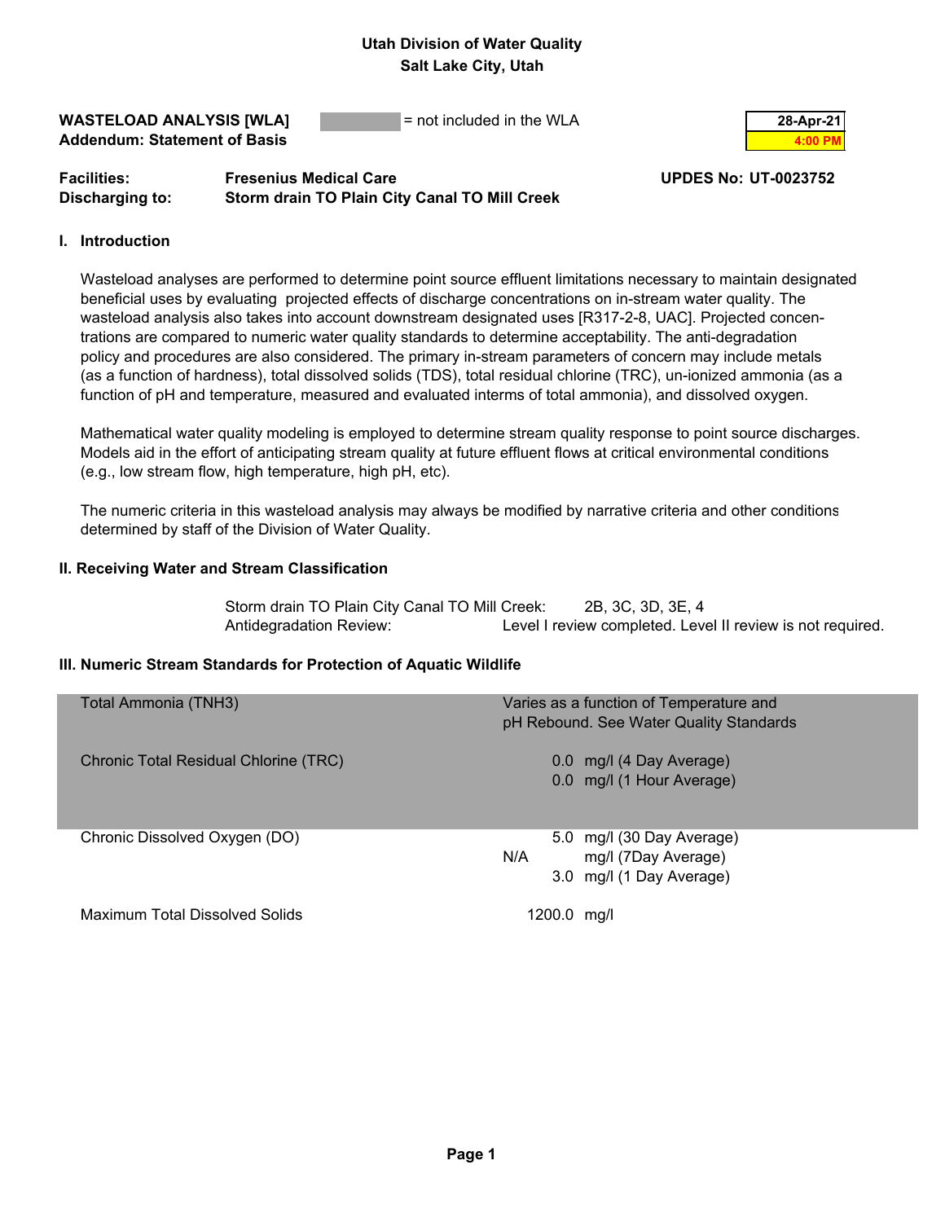**Utah Division of Water Quality**
**Salt Lake City, Utah**

**WASTELOAD ANALYSIS [WLA]** = not included in the WLA **28-Apr-21**
**Addendum: Statement of Basis** **4:00 PM**

**Facilities:** **Fresenius Medical Care** **UPDES No: UT-0023752**
**Discharging to:** **Storm drain TO Plain City Canal TO Mill Creek**

## I. Introduction

Wasteload analyses are performed to determine point source effluent limitations necessary to maintain designated beneficial uses by evaluating projected effects of discharge concentrations on in-stream water quality. The wasteload analysis also takes into account downstream designated uses [R317-2-8, UAC]. Projected concentrations are compared to numeric water quality standards to determine acceptability. The anti-degradation policy and procedures are also considered. The primary in-stream parameters of concern may include metals (as a function of hardness), total dissolved solids (TDS), total residual chlorine (TRC), un-ionized ammonia (as a function of pH and temperature, measured and evaluated interms of total ammonia), and dissolved oxygen.

Mathematical water quality modeling is employed to determine stream quality response to point source discharges. Models aid in the effort of anticipating stream quality at future effluent flows at critical environmental conditions (e.g., low stream flow, high temperature, high pH, etc).

The numeric criteria in this wasteload analysis may always be modified by narrative criteria and other conditions determined by staff of the Division of Water Quality.

## II. Receiving Water and Stream Classification

| | |
|---|---|
| Storm drain TO Plain City Canal TO Mill Creek: | 2B, 3C, 3D, 3E, 4 |
| Antidegradation Review: | Level I review completed. Level II review is not required. |

## III. Numeric Stream Standards for Protection of Aquatic Wildlife

| Parameter | Standard |
|---|---|
| Total Ammonia (TNH3) | Varies as a function of Temperature and pH Rebound. See Water Quality Standards |
| Chronic Total Residual Chlorine (TRC) | 0.0 mg/l (4 Day Average) |
| | 0.0 mg/l (1 Hour Average) |
| Chronic Dissolved Oxygen (DO) | 5.0 mg/l (30 Day Average) |
| | N/A mg/l (7Day Average) |
| | 3.0 mg/l (1 Day Average) |
| Maximum Total Dissolved Solids | 1200.0 mg/l |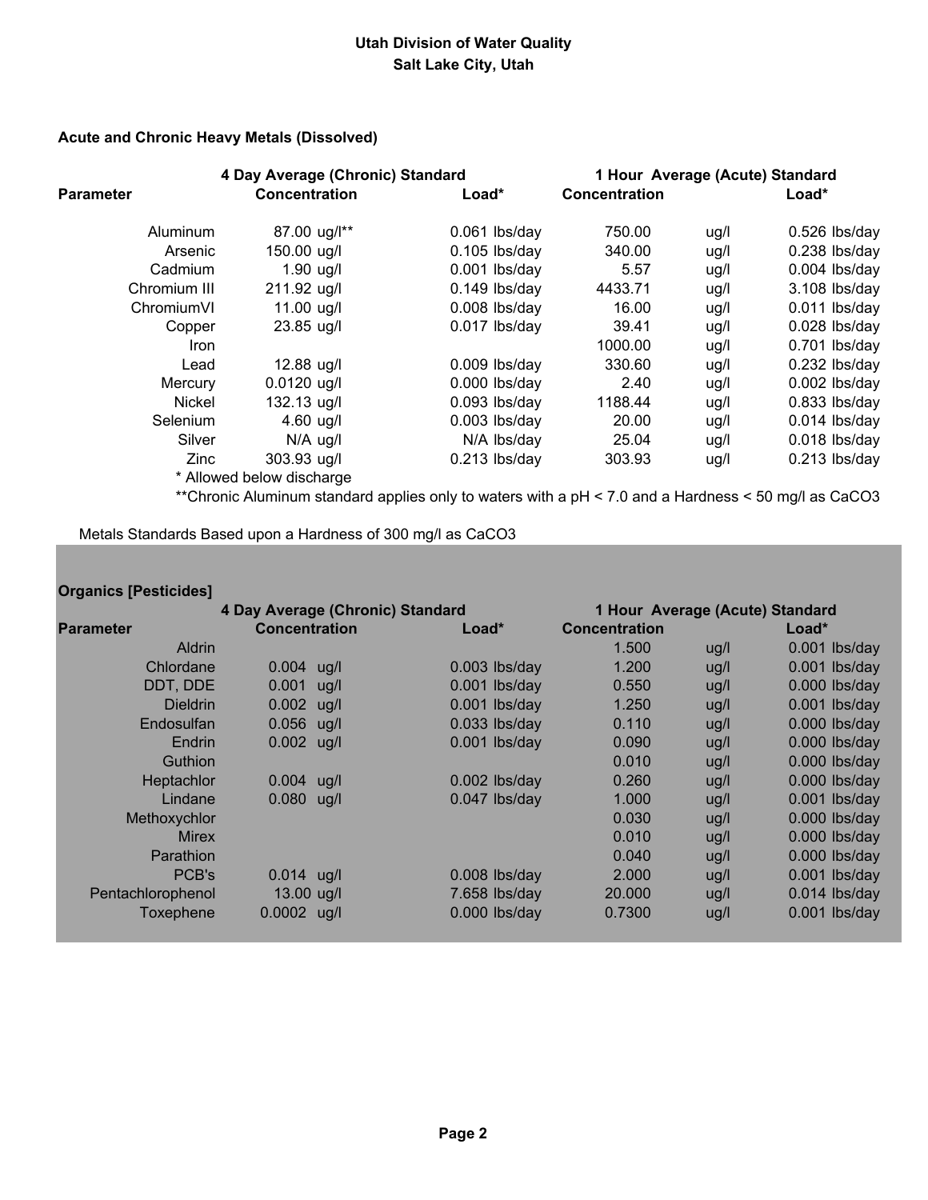**Utah Division of Water Quality**
**Salt Lake City, Utah**

### Acute and Chronic Heavy Metals (Dissolved)

| Parameter | 4 Day Average (Chronic) Standard | | 1 Hour Average (Acute) Standard | | |
|---|---|---|---|---|---|
| | Concentration | Load* | Concentration | | Load* |
| Aluminum | 87.00 ug/l** | 0.061 lbs/day | 750.00 | ug/l | 0.526 lbs/day |
| Arsenic | 150.00 ug/l | 0.105 lbs/day | 340.00 | ug/l | 0.238 lbs/day |
| Cadmium | 1.90 ug/l | 0.001 lbs/day | 5.57 | ug/l | 0.004 lbs/day |
| Chromium III | 211.92 ug/l | 0.149 lbs/day | 4433.71 | ug/l | 3.108 lbs/day |
| ChromiumVI | 11.00 ug/l | 0.008 lbs/day | 16.00 | ug/l | 0.011 lbs/day |
| Copper | 23.85 ug/l | 0.017 lbs/day | 39.41 | ug/l | 0.028 lbs/day |
| Iron | | | 1000.00 | ug/l | 0.701 lbs/day |
| Lead | 12.88 ug/l | 0.009 lbs/day | 330.60 | ug/l | 0.232 lbs/day |
| Mercury | 0.0120 ug/l | 0.000 lbs/day | 2.40 | ug/l | 0.002 lbs/day |
| Nickel | 132.13 ug/l | 0.093 lbs/day | 1188.44 | ug/l | 0.833 lbs/day |
| Selenium | 4.60 ug/l | 0.003 lbs/day | 20.00 | ug/l | 0.014 lbs/day |
| Silver | N/A ug/l | N/A lbs/day | 25.04 | ug/l | 0.018 lbs/day |
| Zinc | 303.93 ug/l | 0.213 lbs/day | 303.93 | ug/l | 0.213 lbs/day |

\* Allowed below discharge

**Chronic Aluminum standard applies only to waters with a pH < 7.0 and a Hardness < 50 mg/l as $CaCO_3$

Metals Standards Based upon a Hardness of 300 mg/l as $CaCO_3$

### Organics [Pesticides]

| Parameter | 4 Day Average (Chronic) Standard | | 1 Hour Average (Acute) Standard | | |
|---|---|---|---|---|---|
| | Concentration | Load* | Concentration | | Load* |
| Aldrin | | | 1.500 | ug/l | 0.001 lbs/day |
| Chlordane | 0.004 ug/l | 0.003 lbs/day | 1.200 | ug/l | 0.001 lbs/day |
| DDT, DDE | 0.001 ug/l | 0.001 lbs/day | 0.550 | ug/l | 0.000 lbs/day |
| Dieldrin | 0.002 ug/l | 0.001 lbs/day | 1.250 | ug/l | 0.001 lbs/day |
| Endosulfan | 0.056 ug/l | 0.033 lbs/day | 0.110 | ug/l | 0.000 lbs/day |
| Endrin | 0.002 ug/l | 0.001 lbs/day | 0.090 | ug/l | 0.000 lbs/day |
| Guthion | | | 0.010 | ug/l | 0.000 lbs/day |
| Heptachlor | 0.004 ug/l | 0.002 lbs/day | 0.260 | ug/l | 0.000 lbs/day |
| Lindane | 0.080 ug/l | 0.047 lbs/day | 1.000 | ug/l | 0.001 lbs/day |
| Methoxychlor | | | 0.030 | ug/l | 0.000 lbs/day |
| Mirex | | | 0.010 | ug/l | 0.000 lbs/day |
| Parathion | | | 0.040 | ug/l | 0.000 lbs/day |
| PCB's | 0.014 ug/l | 0.008 lbs/day | 2.000 | ug/l | 0.001 lbs/day |
| Pentachlorophenol | 13.00 ug/l | 7.658 lbs/day | 20.000 | ug/l | 0.014 lbs/day |
| Toxephene | 0.0002 ug/l | 0.000 lbs/day | 0.7300 | ug/l | 0.001 lbs/day |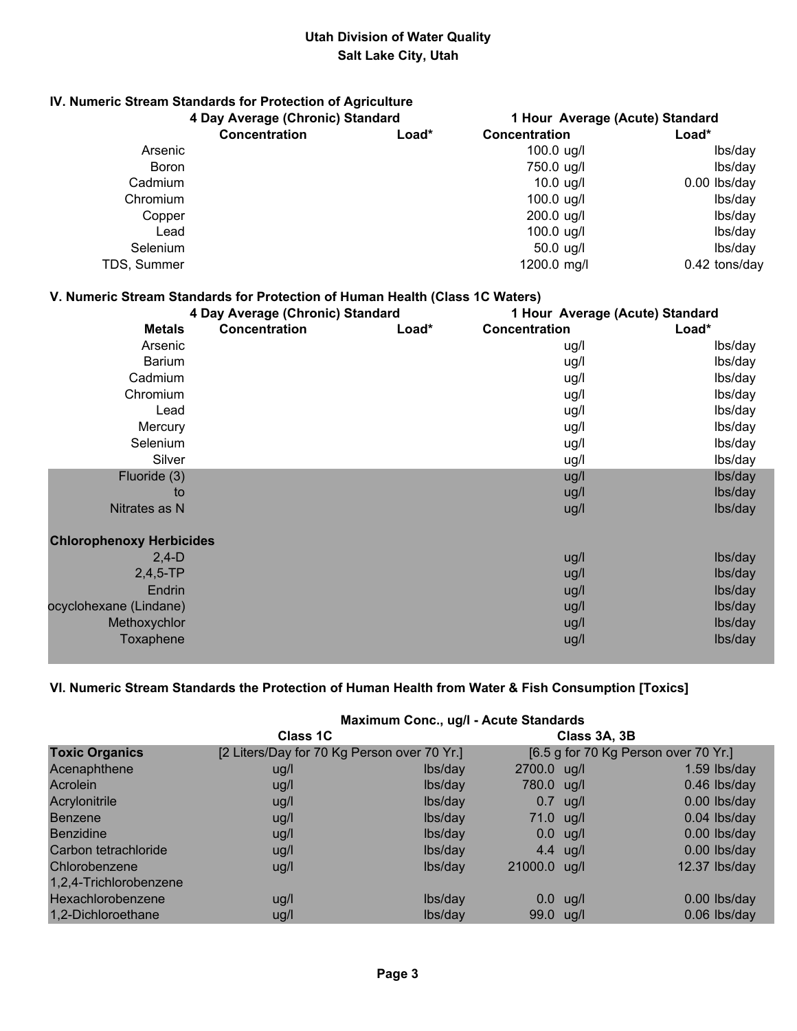**Utah Division of Water Quality**
**Salt Lake City, Utah**

## IV. Numeric Stream Standards for Protection of Agriculture

| | 4 Day Average (Chronic) Standard | | 1 Hour Average (Acute) Standard | |
|---|---|---|---|---|
| | Concentration | Load* | Concentration | Load* |
| Arsenic | | | 100.0 ug/l | lbs/day |
| Boron | | | 750.0 ug/l | lbs/day |
| Cadmium | | | 10.0 ug/l | 0.00 lbs/day |
| Chromium | | | 100.0 ug/l | lbs/day |
| Copper | | | 200.0 ug/l | lbs/day |
| Lead | | | 100.0 ug/l | lbs/day |
| Selenium | | | 50.0 ug/l | lbs/day |
| TDS, Summer | | | 1200.0 mg/l | 0.42 tons/day |

## V. Numeric Stream Standards for Protection of Human Health (Class 1C Waters)

| | 4 Day Average (Chronic) Standard | | 1 Hour Average (Acute) Standard | |
|---|---|---|---|---|
| **Metals** | Concentration | Load* | Concentration | Load* |
| Arsenic | | | ug/l | lbs/day |
| Barium | | | ug/l | lbs/day |
| Cadmium | | | ug/l | lbs/day |
| Chromium | | | ug/l | lbs/day |
| Lead | | | ug/l | lbs/day |
| Mercury | | | ug/l | lbs/day |
| Selenium | | | ug/l | lbs/day |
| Silver | | | ug/l | lbs/day |
| Fluoride (3) | | | ug/l | lbs/day |
| to | | | ug/l | lbs/day |
| Nitrates as N | | | ug/l | lbs/day |
| **Chlorophenoxy Herbicides** | | | | |
| 2,4-D | | | ug/l | lbs/day |
| 2,4,5-TP | | | ug/l | lbs/day |
| Endrin | | | ug/l | lbs/day |
| ocyclohexane (Lindane) | | | ug/l | lbs/day |
| Methoxychlor | | | ug/l | lbs/day |
| Toxaphene | | | ug/l | lbs/day |

## VI. Numeric Stream Standards the Protection of Human Health from Water & Fish Consumption [Toxics]

| | Maximum Conc., ug/l - Acute Standards | | | |
|---|---|---|---|---|
| | Class 1C | | Class 3A, 3B | |
| **Toxic Organics** | [2 Liters/Day for 70 Kg Person over 70 Yr.] | | [6.5 g for 70 Kg Person over 70 Yr.] | |
| Acenaphthene | ug/l | lbs/day | 2700.0 ug/l | 1.59 lbs/day |
| Acrolein | ug/l | lbs/day | 780.0 ug/l | 0.46 lbs/day |
| Acrylonitrile | ug/l | lbs/day | 0.7 ug/l | 0.00 lbs/day |
| Benzene | ug/l | lbs/day | 71.0 ug/l | 0.04 lbs/day |
| Benzidine | ug/l | lbs/day | 0.0 ug/l | 0.00 lbs/day |
| Carbon tetrachloride | ug/l | lbs/day | 4.4 ug/l | 0.00 lbs/day |
| Chlorobenzene | ug/l | lbs/day | 21000.0 ug/l | 12.37 lbs/day |
| 1,2,4-Trichlorobenzene | | | | |
| Hexachlorobenzene | ug/l | lbs/day | 0.0 ug/l | 0.00 lbs/day |
| 1,2-Dichloroethane | ug/l | lbs/day | 99.0 ug/l | 0.06 lbs/day |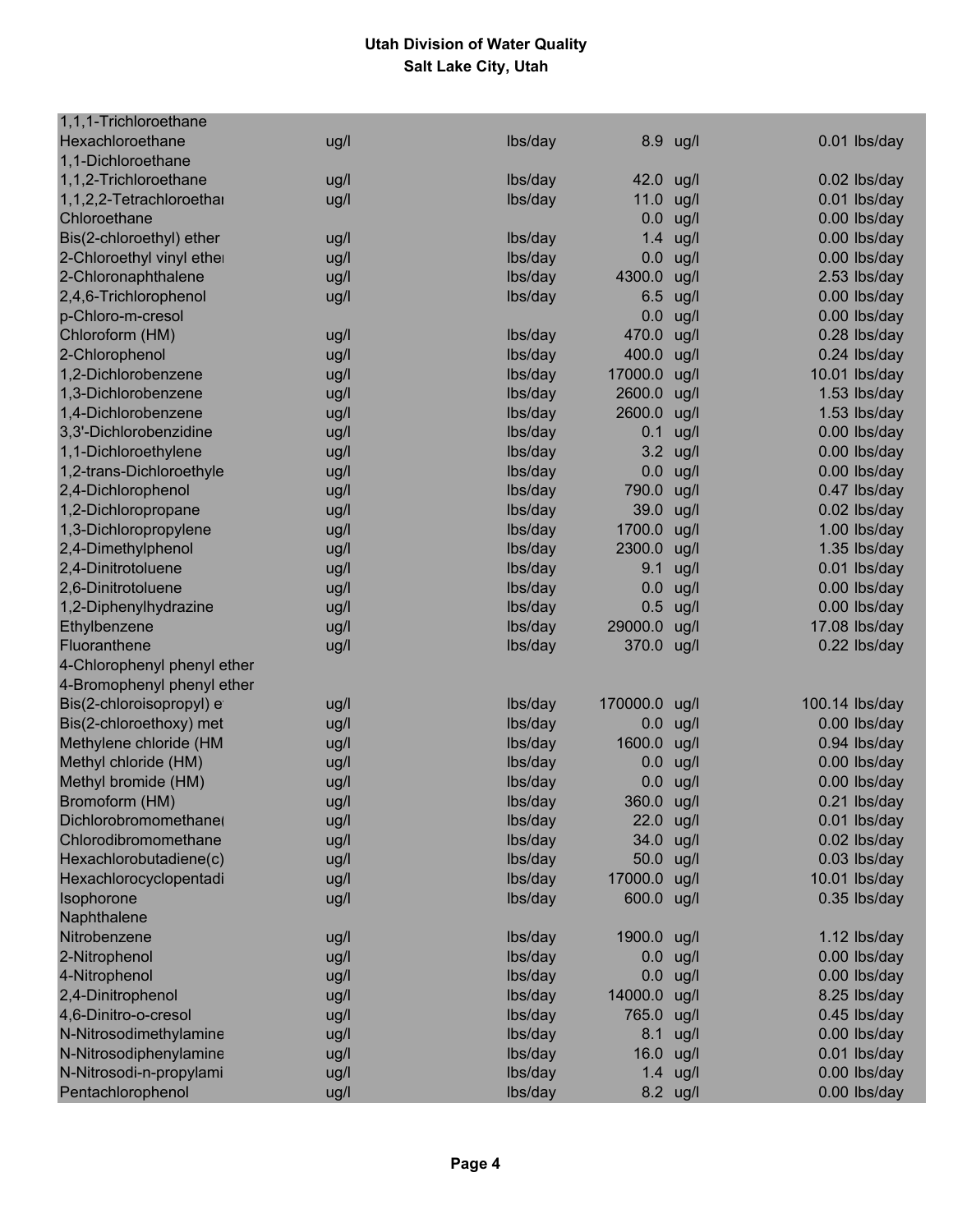**Utah Division of Water Quality**
**Salt Lake City, Utah**

| | | | | | | |
|---|---|---|---|---|---|---|
| 1,1,1-Trichloroethane | | | | | | |
| Hexachloroethane | ug/l | lbs/day | 8.9 | ug/l | 0.01 | lbs/day |
| 1,1-Dichloroethane | | | | | | |
| 1,1,2-Trichloroethane | ug/l | lbs/day | 42.0 | ug/l | 0.02 | lbs/day |
| 1,1,2,2-Tetrachloroethai | ug/l | lbs/day | 11.0 | ug/l | 0.01 | lbs/day |
| Chloroethane | | | 0.0 | ug/l | 0.00 | lbs/day |
| Bis(2-chloroethyl) ether | ug/l | lbs/day | 1.4 | ug/l | 0.00 | lbs/day |
| 2-Chloroethyl vinyl ethei | ug/l | lbs/day | 0.0 | ug/l | 0.00 | lbs/day |
| 2-Chloronaphthalene | ug/l | lbs/day | 4300.0 | ug/l | 2.53 | lbs/day |
| 2,4,6-Trichlorophenol | ug/l | lbs/day | 6.5 | ug/l | 0.00 | lbs/day |
| p-Chloro-m-cresol | | | 0.0 | ug/l | 0.00 | lbs/day |
| Chloroform (HM) | ug/l | lbs/day | 470.0 | ug/l | 0.28 | lbs/day |
| 2-Chlorophenol | ug/l | lbs/day | 400.0 | ug/l | 0.24 | lbs/day |
| 1,2-Dichlorobenzene | ug/l | lbs/day | 17000.0 | ug/l | 10.01 | lbs/day |
| 1,3-Dichlorobenzene | ug/l | lbs/day | 2600.0 | ug/l | 1.53 | lbs/day |
| 1,4-Dichlorobenzene | ug/l | lbs/day | 2600.0 | ug/l | 1.53 | lbs/day |
| 3,3'-Dichlorobenzidine | ug/l | lbs/day | 0.1 | ug/l | 0.00 | lbs/day |
| 1,1-Dichloroethylene | ug/l | lbs/day | 3.2 | ug/l | 0.00 | lbs/day |
| 1,2-trans-Dichloroethyle | ug/l | lbs/day | 0.0 | ug/l | 0.00 | lbs/day |
| 2,4-Dichlorophenol | ug/l | lbs/day | 790.0 | ug/l | 0.47 | lbs/day |
| 1,2-Dichloropropane | ug/l | lbs/day | 39.0 | ug/l | 0.02 | lbs/day |
| 1,3-Dichloropropylene | ug/l | lbs/day | 1700.0 | ug/l | 1.00 | lbs/day |
| 2,4-Dimethylphenol | ug/l | lbs/day | 2300.0 | ug/l | 1.35 | lbs/day |
| 2,4-Dinitrotoluene | ug/l | lbs/day | 9.1 | ug/l | 0.01 | lbs/day |
| 2,6-Dinitrotoluene | ug/l | lbs/day | 0.0 | ug/l | 0.00 | lbs/day |
| 1,2-Diphenylhydrazine | ug/l | lbs/day | 0.5 | ug/l | 0.00 | lbs/day |
| Ethylbenzene | ug/l | lbs/day | 29000.0 | ug/l | 17.08 | lbs/day |
| Fluoranthene | ug/l | lbs/day | 370.0 | ug/l | 0.22 | lbs/day |
| 4-Chlorophenyl phenyl ether | | | | | | |
| 4-Bromophenyl phenyl ether | | | | | | |
| Bis(2-chloroisopropyl) e | ug/l | lbs/day | 170000.0 | ug/l | 100.14 | lbs/day |
| Bis(2-chloroethoxy) met | ug/l | lbs/day | 0.0 | ug/l | 0.00 | lbs/day |
| Methylene chloride (HM | ug/l | lbs/day | 1600.0 | ug/l | 0.94 | lbs/day |
| Methyl chloride (HM) | ug/l | lbs/day | 0.0 | ug/l | 0.00 | lbs/day |
| Methyl bromide (HM) | ug/l | lbs/day | 0.0 | ug/l | 0.00 | lbs/day |
| Bromoform (HM) | ug/l | lbs/day | 360.0 | ug/l | 0.21 | lbs/day |
| Dichlorobromomethane( | ug/l | lbs/day | 22.0 | ug/l | 0.01 | lbs/day |
| Chlorodibromomethane | ug/l | lbs/day | 34.0 | ug/l | 0.02 | lbs/day |
| Hexachlorobutadiene(c) | ug/l | lbs/day | 50.0 | ug/l | 0.03 | lbs/day |
| Hexachlorocyclopentadi | ug/l | lbs/day | 17000.0 | ug/l | 10.01 | lbs/day |
| Isophorone | ug/l | lbs/day | 600.0 | ug/l | 0.35 | lbs/day |
| Naphthalene | | | | | | |
| Nitrobenzene | ug/l | lbs/day | 1900.0 | ug/l | 1.12 | lbs/day |
| 2-Nitrophenol | ug/l | lbs/day | 0.0 | ug/l | 0.00 | lbs/day |
| 4-Nitrophenol | ug/l | lbs/day | 0.0 | ug/l | 0.00 | lbs/day |
| 2,4-Dinitrophenol | ug/l | lbs/day | 14000.0 | ug/l | 8.25 | lbs/day |
| 4,6-Dinitro-o-cresol | ug/l | lbs/day | 765.0 | ug/l | 0.45 | lbs/day |
| N-Nitrosodimethylamine | ug/l | lbs/day | 8.1 | ug/l | 0.00 | lbs/day |
| N-Nitrosodiphenylamine | ug/l | lbs/day | 16.0 | ug/l | 0.01 | lbs/day |
| N-Nitrosodi-n-propylami | ug/l | lbs/day | 1.4 | ug/l | 0.00 | lbs/day |
| Pentachlorophenol | ug/l | lbs/day | 8.2 | ug/l | 0.00 | lbs/day |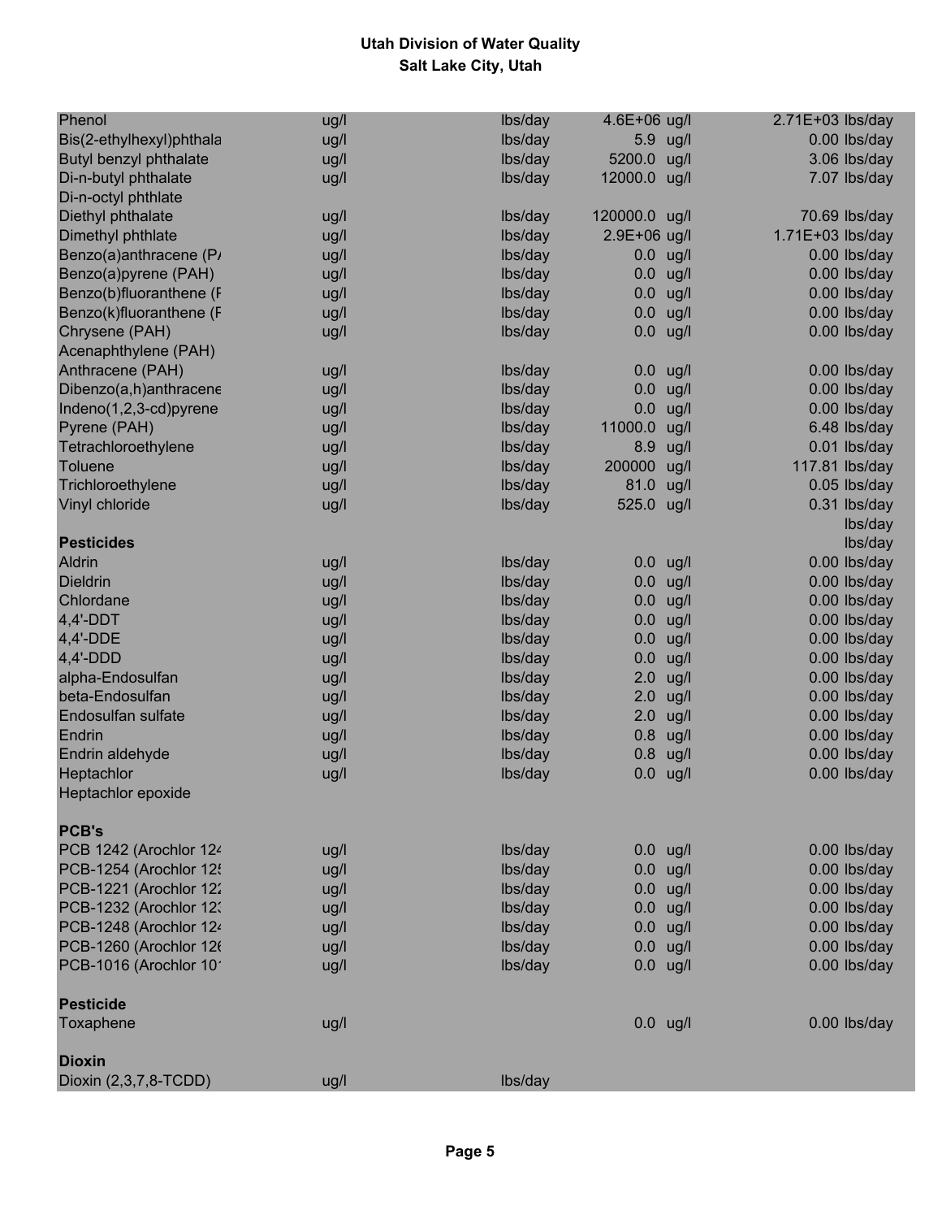# Utah Division of Water Quality
## Salt Lake City, Utah

| | | | | |
|---|---|---|---|---|
| Phenol | ug/l | lbs/day | 4.6E+06 ug/l | 2.71E+03 lbs/day |
| Bis(2-ethylhexyl)phthala | ug/l | lbs/day | 5.9 ug/l | 0.00 lbs/day |
| Butyl benzyl phthalate | ug/l | lbs/day | 5200.0 ug/l | 3.06 lbs/day |
| Di-n-butyl phthalate | ug/l | lbs/day | 12000.0 ug/l | 7.07 lbs/day |
| Di-n-octyl phthlate | | | | |
| Diethyl phthalate | ug/l | lbs/day | 120000.0 ug/l | 70.69 lbs/day |
| Dimethyl phthlate | ug/l | lbs/day | 2.9E+06 ug/l | 1.71E+03 lbs/day |
| Benzo(a)anthracene (P/ | ug/l | lbs/day | 0.0 ug/l | 0.00 lbs/day |
| Benzo(a)pyrene (PAH) | ug/l | lbs/day | 0.0 ug/l | 0.00 lbs/day |
| Benzo(b)fluoranthene (F | ug/l | lbs/day | 0.0 ug/l | 0.00 lbs/day |
| Benzo(k)fluoranthene (F | ug/l | lbs/day | 0.0 ug/l | 0.00 lbs/day |
| Chrysene (PAH) | ug/l | lbs/day | 0.0 ug/l | 0.00 lbs/day |
| Acenaphthylene (PAH) | | | | |
| Anthracene (PAH) | ug/l | lbs/day | 0.0 ug/l | 0.00 lbs/day |
| Dibenzo(a,h)anthracene | ug/l | lbs/day | 0.0 ug/l | 0.00 lbs/day |
| Indeno(1,2,3-cd)pyrene | ug/l | lbs/day | 0.0 ug/l | 0.00 lbs/day |
| Pyrene (PAH) | ug/l | lbs/day | 11000.0 ug/l | 6.48 lbs/day |
| Tetrachloroethylene | ug/l | lbs/day | 8.9 ug/l | 0.01 lbs/day |
| Toluene | ug/l | lbs/day | 200000 ug/l | 117.81 lbs/day |
| Trichloroethylene | ug/l | lbs/day | 81.0 ug/l | 0.05 lbs/day |
| Vinyl chloride | ug/l | lbs/day | 525.0 ug/l | 0.31 lbs/day |
| | | | | lbs/day |
| **Pesticides** | | | | lbs/day |
| Aldrin | ug/l | lbs/day | 0.0 ug/l | 0.00 lbs/day |
| Dieldrin | ug/l | lbs/day | 0.0 ug/l | 0.00 lbs/day |
| Chlordane | ug/l | lbs/day | 0.0 ug/l | 0.00 lbs/day |
| 4,4'-DDT | ug/l | lbs/day | 0.0 ug/l | 0.00 lbs/day |
| 4,4'-DDE | ug/l | lbs/day | 0.0 ug/l | 0.00 lbs/day |
| 4,4'-DDD | ug/l | lbs/day | 0.0 ug/l | 0.00 lbs/day |
| alpha-Endosulfan | ug/l | lbs/day | 2.0 ug/l | 0.00 lbs/day |
| beta-Endosulfan | ug/l | lbs/day | 2.0 ug/l | 0.00 lbs/day |
| Endosulfan sulfate | ug/l | lbs/day | 2.0 ug/l | 0.00 lbs/day |
| Endrin | ug/l | lbs/day | 0.8 ug/l | 0.00 lbs/day |
| Endrin aldehyde | ug/l | lbs/day | 0.8 ug/l | 0.00 lbs/day |
| Heptachlor | ug/l | lbs/day | 0.0 ug/l | 0.00 lbs/day |
| Heptachlor epoxide | | | | |
| | | | | |
| **PCB's** | | | | |
| PCB 1242 (Arochlor 124 | ug/l | lbs/day | 0.0 ug/l | 0.00 lbs/day |
| PCB-1254 (Arochlor 125 | ug/l | lbs/day | 0.0 ug/l | 0.00 lbs/day |
| PCB-1221 (Arochlor 122 | ug/l | lbs/day | 0.0 ug/l | 0.00 lbs/day |
| PCB-1232 (Arochlor 123 | ug/l | lbs/day | 0.0 ug/l | 0.00 lbs/day |
| PCB-1248 (Arochlor 124 | ug/l | lbs/day | 0.0 ug/l | 0.00 lbs/day |
| PCB-1260 (Arochlor 126 | ug/l | lbs/day | 0.0 ug/l | 0.00 lbs/day |
| PCB-1016 (Arochlor 101 | ug/l | lbs/day | 0.0 ug/l | 0.00 lbs/day |
| | | | | |
| **Pesticide** | | | | |
| Toxaphene | ug/l | | 0.0 ug/l | 0.00 lbs/day |
| | | | | |
| **Dioxin** | | | | |
| Dioxin (2,3,7,8-TCDD) | ug/l | lbs/day | | |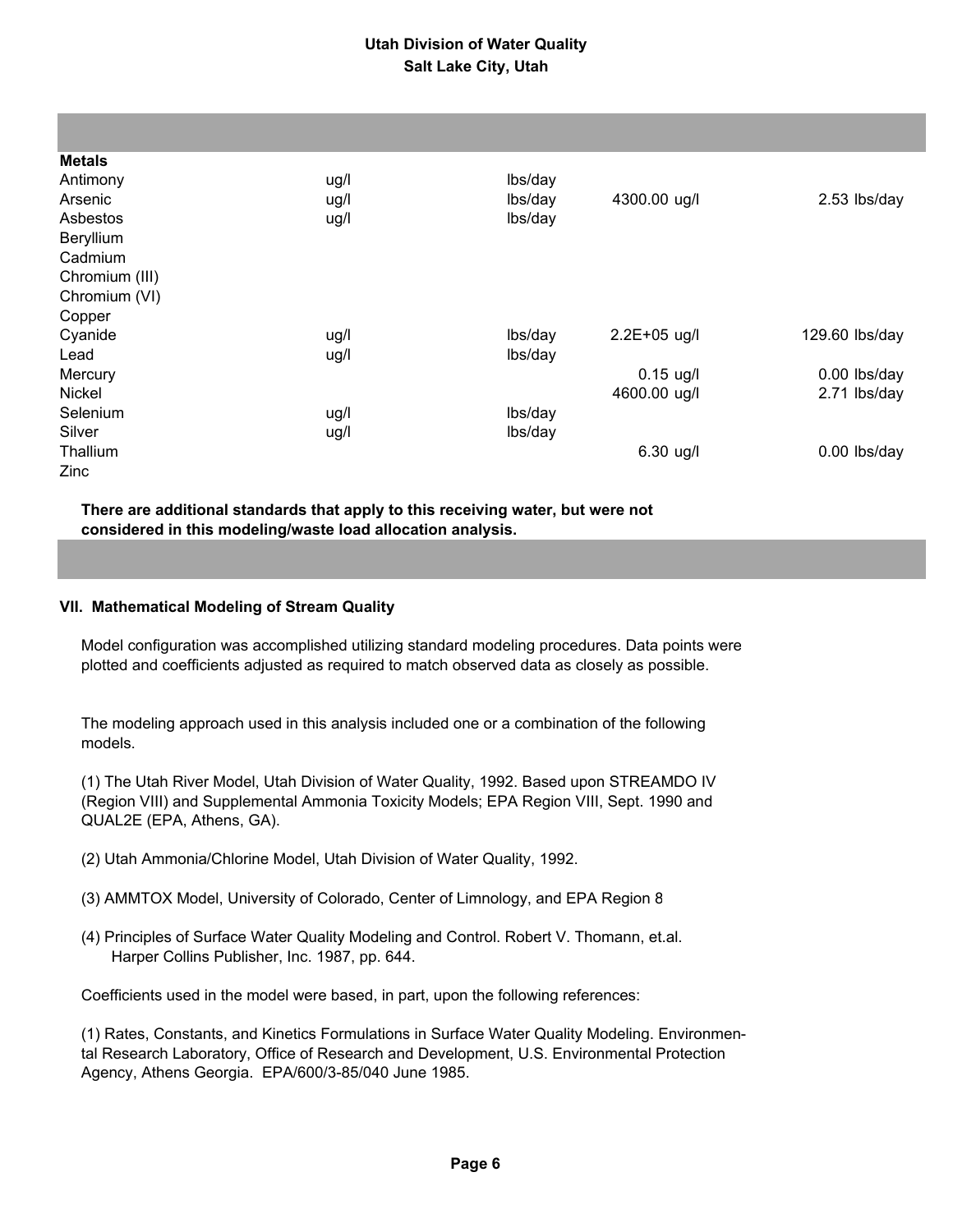| Metals | | | | |
|---|---|---|---|---|
| Antimony | ug/l | lbs/day | | |
| Arsenic | ug/l | lbs/day | 4300.00 ug/l | 2.53 lbs/day |
| Asbestos | ug/l | lbs/day | | |
| Beryllium | | | | |
| Cadmium | | | | |
| Chromium (III) | | | | |
| Chromium (VI) | | | | |
| Copper | | | | |
| Cyanide | ug/l | lbs/day | 2.2E+05 ug/l | 129.60 lbs/day |
| Lead | ug/l | lbs/day | | |
| Mercury | | | 0.15 ug/l | 0.00 lbs/day |
| Nickel | | | 4600.00 ug/l | 2.71 lbs/day |
| Selenium | ug/l | lbs/day | | |
| Silver | ug/l | lbs/day | | |
| Thallium | | | 6.30 ug/l | 0.00 lbs/day |
| Zinc | | | | |

**There are additional standards that apply to this receiving water, but were not considered in this modeling/waste load allocation analysis.**

### VII. Mathematical Modeling of Stream Quality

Model configuration was accomplished utilizing standard modeling procedures. Data points were plotted and coefficients adjusted as required to match observed data as closely as possible.

The modeling approach used in this analysis included one or a combination of the following models.

(1) The Utah River Model, Utah Division of Water Quality, 1992. Based upon STREAMDO IV (Region VIII) and Supplemental Ammonia Toxicity Models; EPA Region VIII, Sept. 1990 and QUAL2E (EPA, Athens, GA).

(2) Utah Ammonia/Chlorine Model, Utah Division of Water Quality, 1992.

(3) AMMTOX Model, University of Colorado, Center of Limnology, and EPA Region 8

(4) Principles of Surface Water Quality Modeling and Control. Robert V. Thomann, et.al. Harper Collins Publisher, Inc. 1987, pp. 644.

Coefficients used in the model were based, in part, upon the following references:

(1) Rates, Constants, and Kinetics Formulations in Surface Water Quality Modeling. Environmental Research Laboratory, Office of Research and Development, U.S. Environmental Protection Agency, Athens Georgia. EPA/600/3-85/040 June 1985.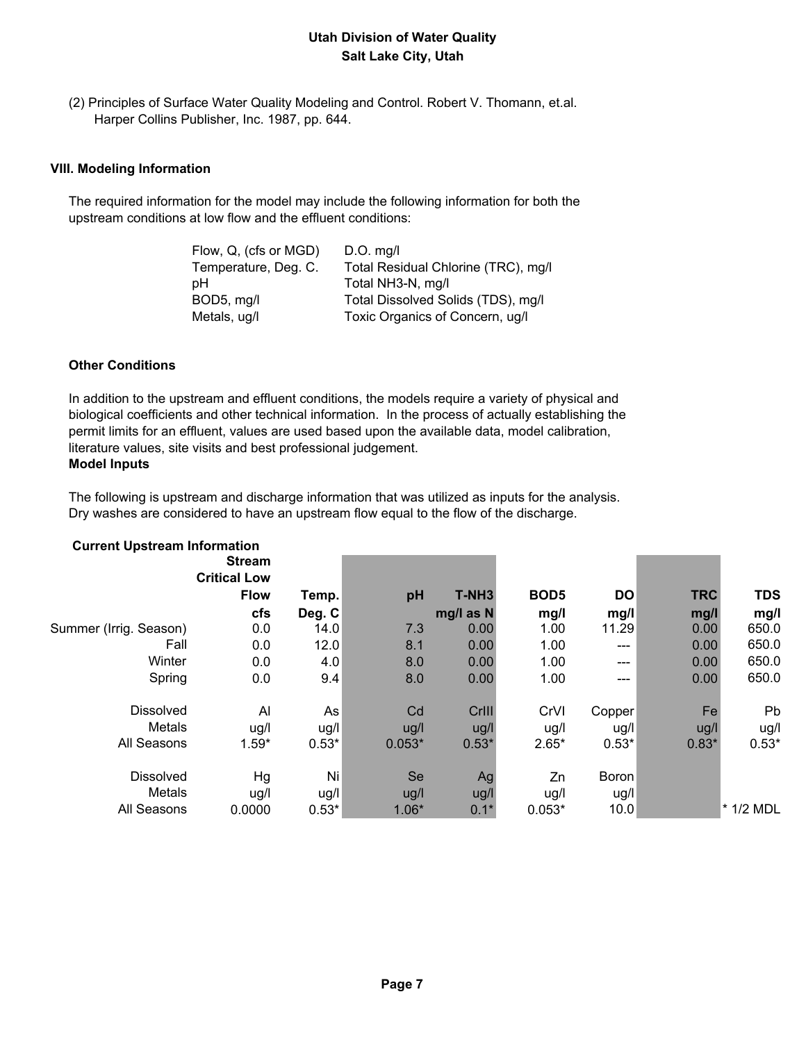Utah Division of Water Quality
Salt Lake City, Utah

(2) Principles of Surface Water Quality Modeling and Control. Robert V. Thomann, et.al. Harper Collins Publisher, Inc. 1987, pp. 644.

## VIII. Modeling Information

The required information for the model may include the following information for both the upstream conditions at low flow and the effluent conditions:

| | |
|---|---|
| Flow, Q, (cfs or MGD) | D.O. mg/l |
| Temperature, Deg. C. | Total Residual Chlorine (TRC), mg/l |
| pH | Total NH3-N, mg/l |
| BOD5, mg/l | Total Dissolved Solids (TDS), mg/l |
| Metals, ug/l | Toxic Organics of Concern, ug/l |

### Other Conditions

In addition to the upstream and effluent conditions, the models require a variety of physical and biological coefficients and other technical information. In the process of actually establishing the permit limits for an effluent, values are used based upon the available data, model calibration, literature values, site visits and best professional judgement.

### Model Inputs

The following is upstream and discharge information that was utilized as inputs for the analysis. Dry washes are considered to have an upstream flow equal to the flow of the discharge.

**Current Upstream Information**

| | Stream Critical Low Flow | Temp. | pH | T-NH3 | BOD5 | DO | TRC | TDS |
|---|---|---|---|---|---|---|---|---|
| | cfs | Deg. C | | mg/l as N | mg/l | mg/l | mg/l | mg/l |
| Summer (Irrig. Season) | 0.0 | 14.0 | 7.3 | 0.00 | 1.00 | 11.29 | 0.00 | 650.0 |
| Fall | 0.0 | 12.0 | 8.1 | 0.00 | 1.00 | --- | 0.00 | 650.0 |
| Winter | 0.0 | 4.0 | 8.0 | 0.00 | 1.00 | --- | 0.00 | 650.0 |
| Spring | 0.0 | 9.4 | 8.0 | 0.00 | 1.00 | --- | 0.00 | 650.0 |

| Dissolved Metals | Al | As | Cd | CrIII | CrVI | Copper | Fe | Pb |
|---|---|---|---|---|---|---|---|---|
| | ug/l | ug/l | ug/l | ug/l | ug/l | ug/l | ug/l | ug/l |
| All Seasons | 1.59* | 0.53* | 0.053* | 0.53* | 2.65* | 0.53* | 0.83* | 0.53* |

| Dissolved Metals | Hg | Ni | Se | Ag | Zn | Boron | | |
|---|---|---|---|---|---|---|---|---|
| | ug/l | ug/l | ug/l | ug/l | ug/l | ug/l | | |
| All Seasons | 0.0000 | 0.53* | 1.06* | 0.1* | 0.053* | 10.0 | | * 1/2 MDL |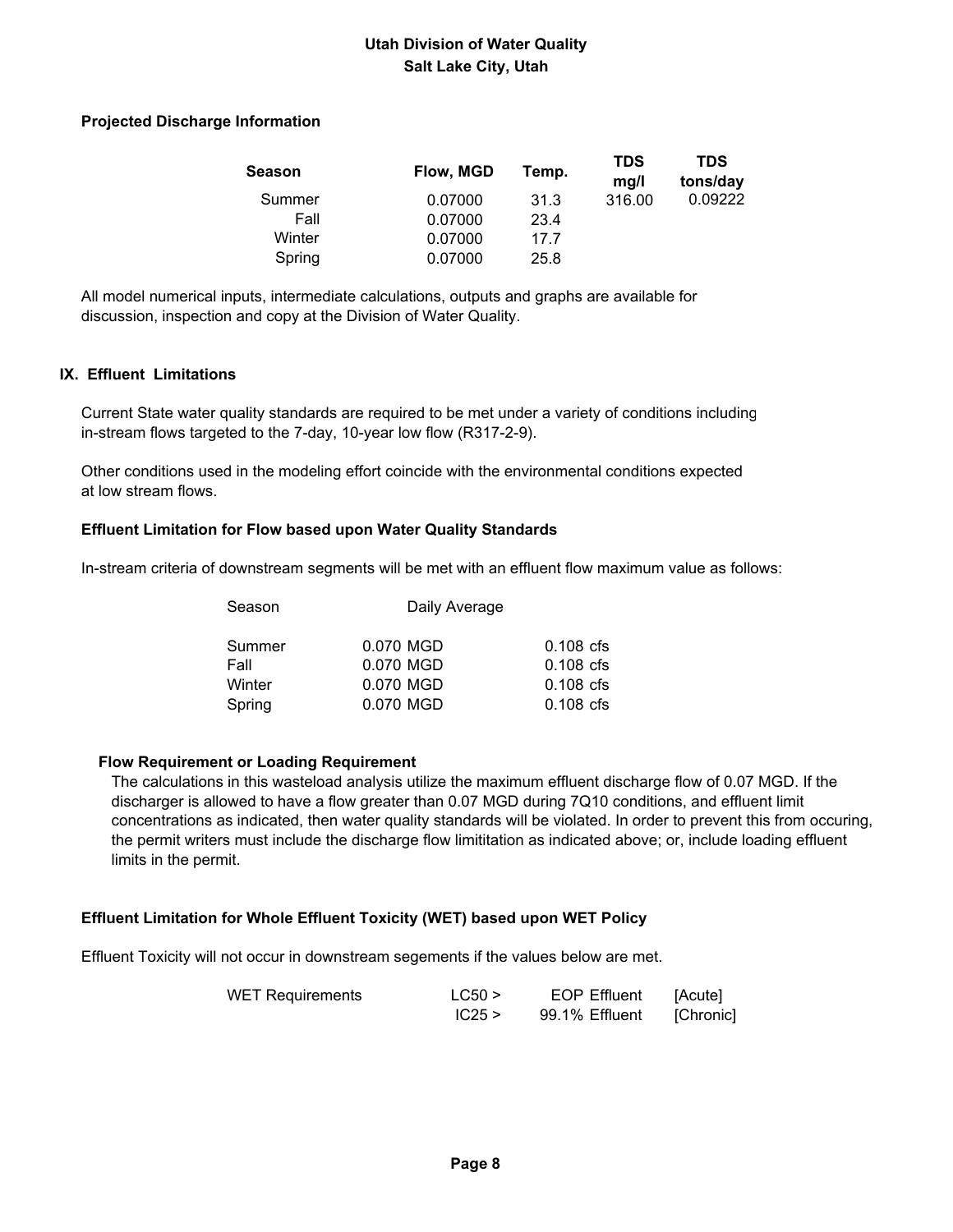**Utah Division of Water Quality**
**Salt Lake City, Utah**

**Projected Discharge Information**

| Season | Flow, MGD | Temp. | TDS mg/l | TDS tons/day |
|---|---|---|---|---|
| Summer | 0.07000 | 31.3 | 316.00 | 0.09222 |
| Fall | 0.07000 | 23.4 | | |
| Winter | 0.07000 | 17.7 | | |
| Spring | 0.07000 | 25.8 | | |

All model numerical inputs, intermediate calculations, outputs and graphs are available for discussion, inspection and copy at the Division of Water Quality.

## IX. Effluent Limitations

Current State water quality standards are required to be met under a variety of conditions including in-stream flows targeted to the 7-day, 10-year low flow (R317-2-9).

Other conditions used in the modeling effort coincide with the environmental conditions expected at low stream flows.

**Effluent Limitation for Flow based upon Water Quality Standards**

In-stream criteria of downstream segments will be met with an effluent flow maximum value as follows:

| Season | Daily Average | |
|---|---|---|
| Summer | 0.070 MGD | 0.108 cfs |
| Fall | 0.070 MGD | 0.108 cfs |
| Winter | 0.070 MGD | 0.108 cfs |
| Spring | 0.070 MGD | 0.108 cfs |

**Flow Requirement or Loading Requirement**

The calculations in this wasteload analysis utilize the maximum effluent discharge flow of 0.07 MGD. If the discharger is allowed to have a flow greater than 0.07 MGD during 7Q10 conditions, and effluent limit concentrations as indicated, then water quality standards will be violated. In order to prevent this from occuring, the permit writers must include the discharge flow limititation as indicated above; or, include loading effluent limits in the permit.

**Effluent Limitation for Whole Effluent Toxicity (WET) based upon WET Policy**

Effluent Toxicity will not occur in downstream segements if the values below are met.

| WET Requirements | LC50 > | EOP Effluent | [Acute] |
|---|---|---|---|
| | IC25 > | 99.1% Effluent | [Chronic] |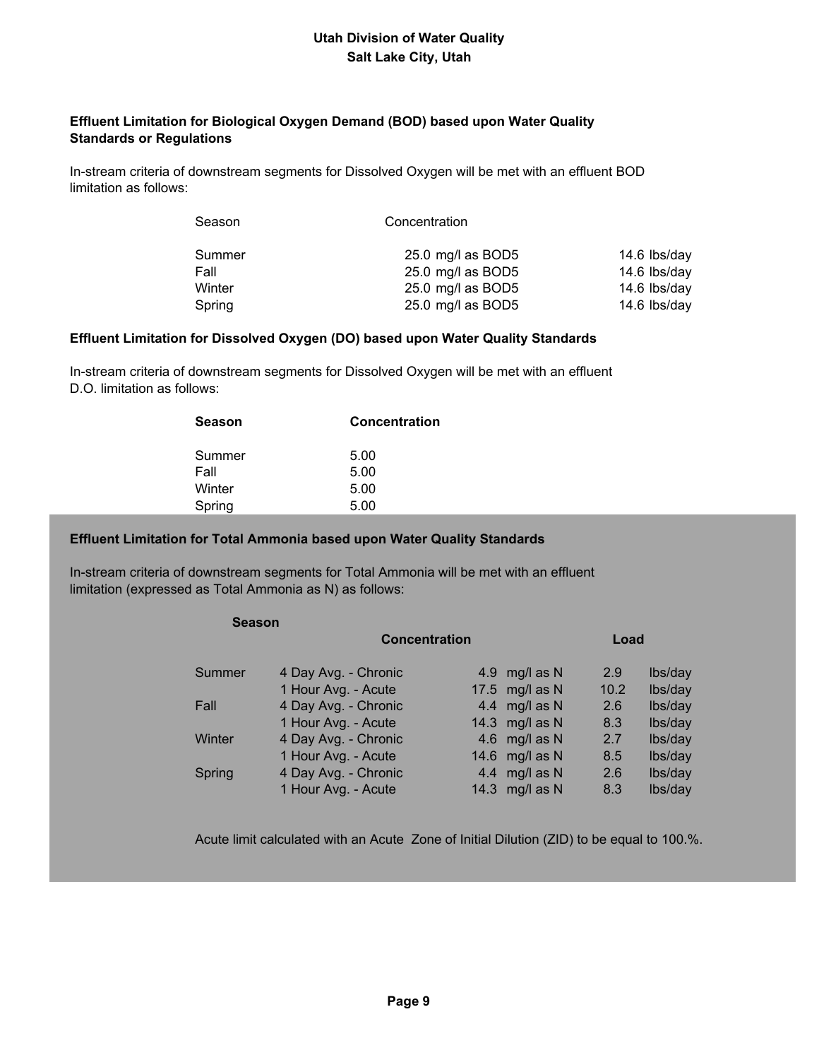**Utah Division of Water Quality**
**Salt Lake City, Utah**

**Effluent Limitation for Biological Oxygen Demand (BOD) based upon Water Quality Standards or Regulations**

In-stream criteria of downstream segments for Dissolved Oxygen will be met with an effluent BOD limitation as follows:

| Season | Concentration | |
|---|---|---|
| Summer | 25.0 mg/l as BOD5 | 14.6 lbs/day |
| Fall | 25.0 mg/l as BOD5 | 14.6 lbs/day |
| Winter | 25.0 mg/l as BOD5 | 14.6 lbs/day |
| Spring | 25.0 mg/l as BOD5 | 14.6 lbs/day |

**Effluent Limitation for Dissolved Oxygen (DO) based upon Water Quality Standards**

In-stream criteria of downstream segments for Dissolved Oxygen will be met with an effluent D.O. limitation as follows:

| Season | Concentration |
|---|---|
| Summer | 5.00 |
| Fall | 5.00 |
| Winter | 5.00 |
| Spring | 5.00 |

**Effluent Limitation for Total Ammonia based upon Water Quality Standards**

In-stream criteria of downstream segments for Total Ammonia will be met with an effluent limitation (expressed as Total Ammonia as N) as follows:

| Season | Concentration | | | Load | |
|---|---|---|---|---|---|
| Summer | 4 Day Avg. - Chronic | 4.9 | mg/l as N | 2.9 | lbs/day |
| | 1 Hour Avg. - Acute | 17.5 | mg/l as N | 10.2 | lbs/day |
| Fall | 4 Day Avg. - Chronic | 4.4 | mg/l as N | 2.6 | lbs/day |
| | 1 Hour Avg. - Acute | 14.3 | mg/l as N | 8.3 | lbs/day |
| Winter | 4 Day Avg. - Chronic | 4.6 | mg/l as N | 2.7 | lbs/day |
| | 1 Hour Avg. - Acute | 14.6 | mg/l as N | 8.5 | lbs/day |
| Spring | 4 Day Avg. - Chronic | 4.4 | mg/l as N | 2.6 | lbs/day |
| | 1 Hour Avg. - Acute | 14.3 | mg/l as N | 8.3 | lbs/day |

Acute limit calculated with an Acute Zone of Initial Dilution (ZID) to be equal to 100.%.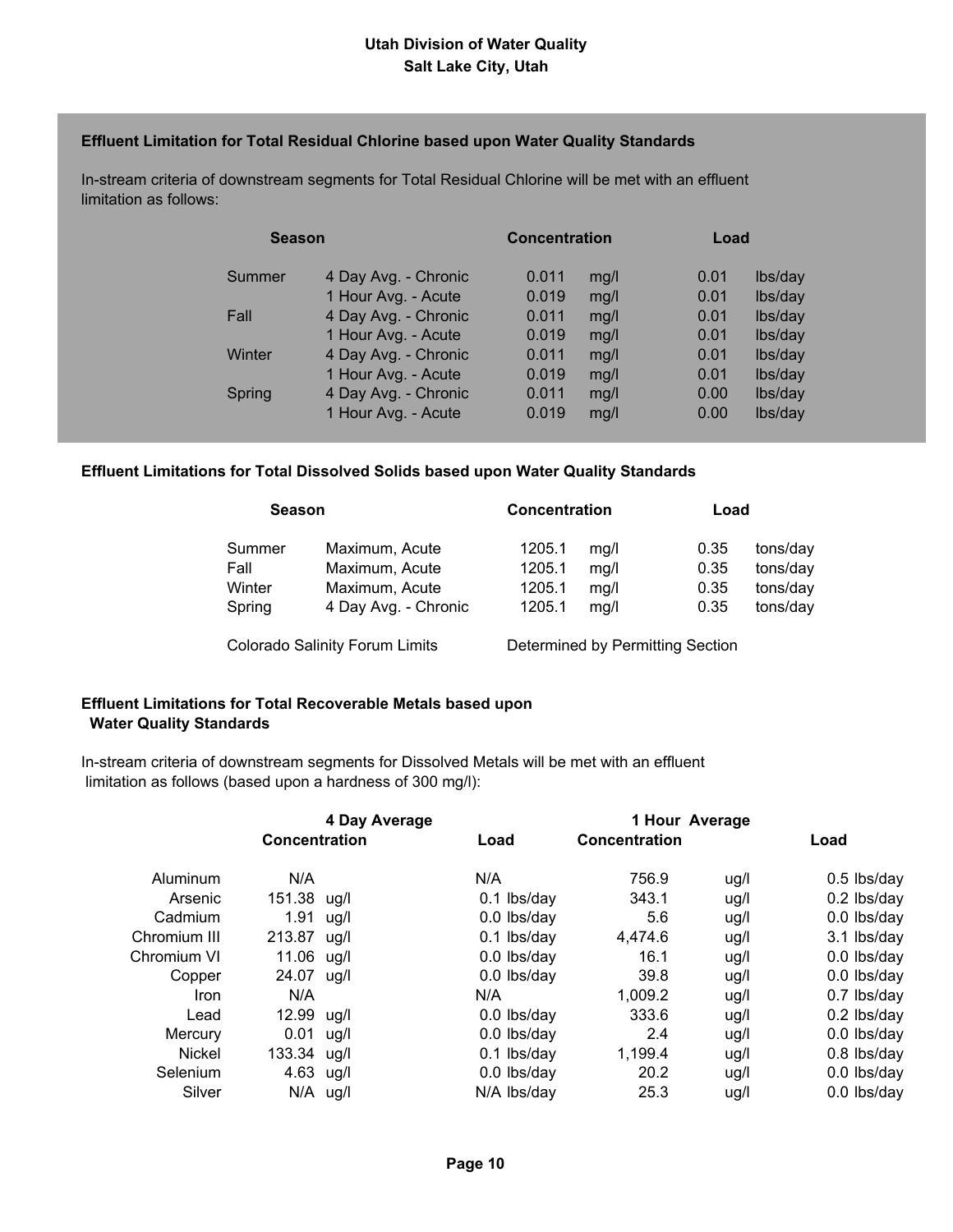**Utah Division of Water Quality**
**Salt Lake City, Utah**

### Effluent Limitation for Total Residual Chlorine based upon Water Quality Standards

In-stream criteria of downstream segments for Total Residual Chlorine will be met with an effluent limitation as follows:

| Season | | Concentration | | Load | |
|---|---|---|---|---|---|
| Summer | 4 Day Avg. - Chronic | 0.011 | mg/l | 0.01 | lbs/day |
| | 1 Hour Avg. - Acute | 0.019 | mg/l | 0.01 | lbs/day |
| Fall | 4 Day Avg. - Chronic | 0.011 | mg/l | 0.01 | lbs/day |
| | 1 Hour Avg. - Acute | 0.019 | mg/l | 0.01 | lbs/day |
| Winter | 4 Day Avg. - Chronic | 0.011 | mg/l | 0.01 | lbs/day |
| | 1 Hour Avg. - Acute | 0.019 | mg/l | 0.01 | lbs/day |
| Spring | 4 Day Avg. - Chronic | 0.011 | mg/l | 0.00 | lbs/day |
| | 1 Hour Avg. - Acute | 0.019 | mg/l | 0.00 | lbs/day |

### Effluent Limitations for Total Dissolved Solids based upon Water Quality Standards

| Season | | Concentration | | Load | |
|---|---|---|---|---|---|
| Summer | Maximum, Acute | 1205.1 | mg/l | 0.35 | tons/day |
| Fall | Maximum, Acute | 1205.1 | mg/l | 0.35 | tons/day |
| Winter | Maximum, Acute | 1205.1 | mg/l | 0.35 | tons/day |
| Spring | 4 Day Avg. - Chronic | 1205.1 | mg/l | 0.35 | tons/day |

Colorado Salinity Forum Limits — Determined by Permitting Section

### Effluent Limitations for Total Recoverable Metals based upon Water Quality Standards

In-stream criteria of downstream segments for Dissolved Metals will be met with an effluent limitation as follows (based upon a hardness of 300 mg/l):

| | 4 Day Average | | | 1 Hour Average | | |
|---|---|---|---|---|---|---|
| | Concentration | | Load | Concentration | | Load |
| Aluminum | N/A | | N/A | 756.9 | ug/l | 0.5 lbs/day |
| Arsenic | 151.38 | ug/l | 0.1 lbs/day | 343.1 | ug/l | 0.2 lbs/day |
| Cadmium | 1.91 | ug/l | 0.0 lbs/day | 5.6 | ug/l | 0.0 lbs/day |
| Chromium III | 213.87 | ug/l | 0.1 lbs/day | 4,474.6 | ug/l | 3.1 lbs/day |
| Chromium VI | 11.06 | ug/l | 0.0 lbs/day | 16.1 | ug/l | 0.0 lbs/day |
| Copper | 24.07 | ug/l | 0.0 lbs/day | 39.8 | ug/l | 0.0 lbs/day |
| Iron | N/A | | N/A | 1,009.2 | ug/l | 0.7 lbs/day |
| Lead | 12.99 | ug/l | 0.0 lbs/day | 333.6 | ug/l | 0.2 lbs/day |
| Mercury | 0.01 | ug/l | 0.0 lbs/day | 2.4 | ug/l | 0.0 lbs/day |
| Nickel | 133.34 | ug/l | 0.1 lbs/day | 1,199.4 | ug/l | 0.8 lbs/day |
| Selenium | 4.63 | ug/l | 0.0 lbs/day | 20.2 | ug/l | 0.0 lbs/day |
| Silver | N/A | ug/l | N/A lbs/day | 25.3 | ug/l | 0.0 lbs/day |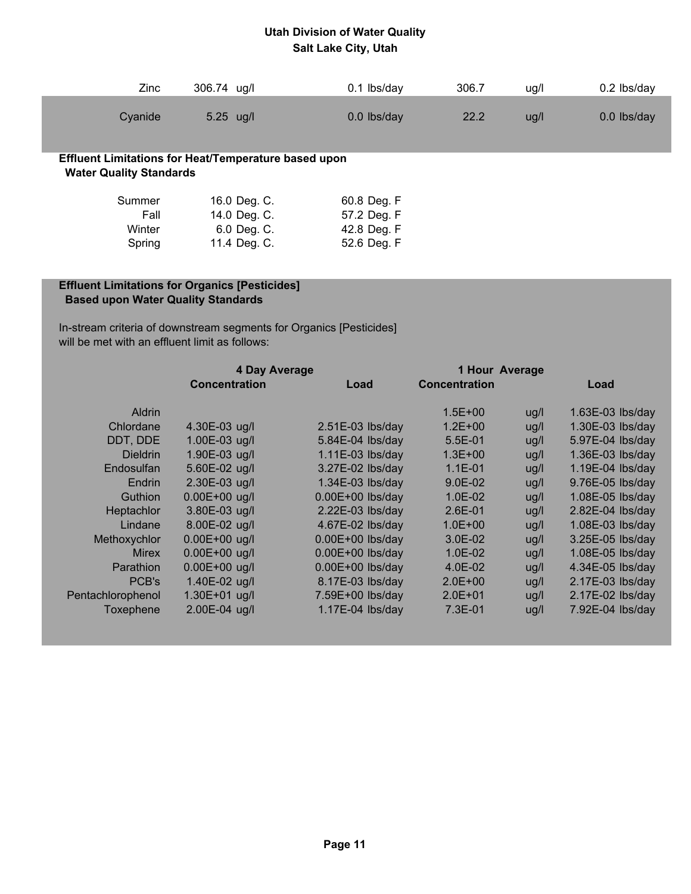| | | | | | |
|---|---|---|---|---|---|
| Zinc | 306.74 ug/l | 0.1 lbs/day | 306.7 | ug/l | 0.2 lbs/day |
| Cyanide | 5.25 ug/l | 0.0 lbs/day | 22.2 | ug/l | 0.0 lbs/day |

**Effluent Limitations for Heat/Temperature based upon Water Quality Standards**

| | | |
|---|---|---|
| Summer | 16.0 Deg. C. | 60.8 Deg. F |
| Fall | 14.0 Deg. C. | 57.2 Deg. F |
| Winter | 6.0 Deg. C. | 42.8 Deg. F |
| Spring | 11.4 Deg. C. | 52.6 Deg. F |

**Effluent Limitations for Organics [Pesticides] Based upon Water Quality Standards**

In-stream criteria of downstream segments for Organics [Pesticides] will be met with an effluent limit as follows:

| | 4 Day Average | | 1 Hour Average | | |
|---|---|---|---|---|---|
| | **Concentration** | **Load** | **Concentration** | | **Load** |
| Aldrin | | | 1.5E+00 | ug/l | 1.63E-03 lbs/day |
| Chlordane | 4.30E-03 ug/l | 2.51E-03 lbs/day | 1.2E+00 | ug/l | 1.30E-03 lbs/day |
| DDT, DDE | 1.00E-03 ug/l | 5.84E-04 lbs/day | 5.5E-01 | ug/l | 5.97E-04 lbs/day |
| Dieldrin | 1.90E-03 ug/l | 1.11E-03 lbs/day | 1.3E+00 | ug/l | 1.36E-03 lbs/day |
| Endosulfan | 5.60E-02 ug/l | 3.27E-02 lbs/day | 1.1E-01 | ug/l | 1.19E-04 lbs/day |
| Endrin | 2.30E-03 ug/l | 1.34E-03 lbs/day | 9.0E-02 | ug/l | 9.76E-05 lbs/day |
| Guthion | 0.00E+00 ug/l | 0.00E+00 lbs/day | 1.0E-02 | ug/l | 1.08E-05 lbs/day |
| Heptachlor | 3.80E-03 ug/l | 2.22E-03 lbs/day | 2.6E-01 | ug/l | 2.82E-04 lbs/day |
| Lindane | 8.00E-02 ug/l | 4.67E-02 lbs/day | 1.0E+00 | ug/l | 1.08E-03 lbs/day |
| Methoxychlor | 0.00E+00 ug/l | 0.00E+00 lbs/day | 3.0E-02 | ug/l | 3.25E-05 lbs/day |
| Mirex | 0.00E+00 ug/l | 0.00E+00 lbs/day | 1.0E-02 | ug/l | 1.08E-05 lbs/day |
| Parathion | 0.00E+00 ug/l | 0.00E+00 lbs/day | 4.0E-02 | ug/l | 4.34E-05 lbs/day |
| PCB's | 1.40E-02 ug/l | 8.17E-03 lbs/day | 2.0E+00 | ug/l | 2.17E-03 lbs/day |
| Pentachlorophenol | 1.30E+01 ug/l | 7.59E+00 lbs/day | 2.0E+01 | ug/l | 2.17E-02 lbs/day |
| Toxephene | 2.00E-04 ug/l | 1.17E-04 lbs/day | 7.3E-01 | ug/l | 7.92E-04 lbs/day |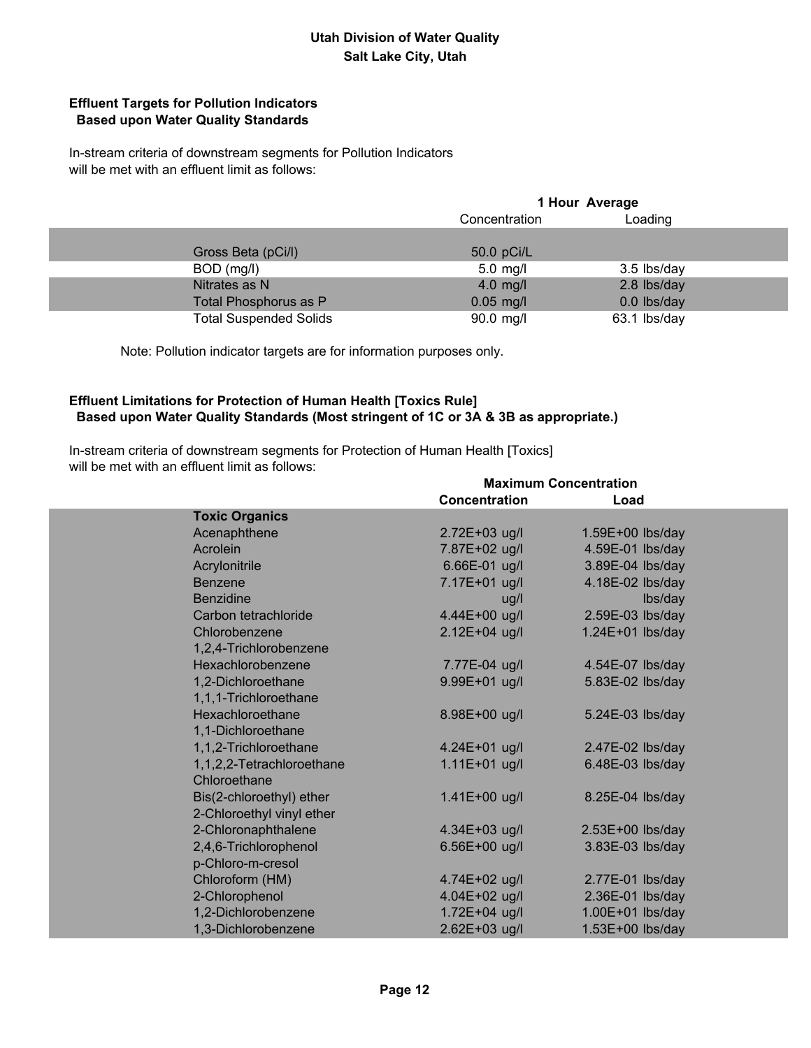**Utah Division of Water Quality**
**Salt Lake City, Utah**

**Effluent Targets for Pollution Indicators**
**Based upon Water Quality Standards**

In-stream criteria of downstream segments for Pollution Indicators will be met with an effluent limit as follows:

| | 1 Hour Average | |
|---|---|---|
| | Concentration | Loading |
| Gross Beta (pCi/l) | 50.0 pCi/L | |
| BOD (mg/l) | 5.0 mg/l | 3.5 lbs/day |
| Nitrates as N | 4.0 mg/l | 2.8 lbs/day |
| Total Phosphorus as P | 0.05 mg/l | 0.0 lbs/day |
| Total Suspended Solids | 90.0 mg/l | 63.1 lbs/day |

Note: Pollution indicator targets are for information purposes only.

**Effluent Limitations for Protection of Human Health [Toxics Rule]**
**Based upon Water Quality Standards (Most stringent of 1C or 3A & 3B as appropriate.)**

In-stream criteria of downstream segments for Protection of Human Health [Toxics] will be met with an effluent limit as follows:

| | Maximum Concentration | |
|---|---|---|
| | **Concentration** | **Load** |
| **Toxic Organics** | | |
| Acenaphthene | 2.72E+03 ug/l | 1.59E+00 lbs/day |
| Acrolein | 7.87E+02 ug/l | 4.59E-01 lbs/day |
| Acrylonitrile | 6.66E-01 ug/l | 3.89E-04 lbs/day |
| Benzene | 7.17E+01 ug/l | 4.18E-02 lbs/day |
| Benzidine | ug/l | lbs/day |
| Carbon tetrachloride | 4.44E+00 ug/l | 2.59E-03 lbs/day |
| Chlorobenzene | 2.12E+04 ug/l | 1.24E+01 lbs/day |
| 1,2,4-Trichlorobenzene | | |
| Hexachlorobenzene | 7.77E-04 ug/l | 4.54E-07 lbs/day |
| 1,2-Dichloroethane | 9.99E+01 ug/l | 5.83E-02 lbs/day |
| 1,1,1-Trichloroethane | | |
| Hexachloroethane | 8.98E+00 ug/l | 5.24E-03 lbs/day |
| 1,1-Dichloroethane | | |
| 1,1,2-Trichloroethane | 4.24E+01 ug/l | 2.47E-02 lbs/day |
| 1,1,2,2-Tetrachloroethane | 1.11E+01 ug/l | 6.48E-03 lbs/day |
| Chloroethane | | |
| Bis(2-chloroethyl) ether | 1.41E+00 ug/l | 8.25E-04 lbs/day |
| 2-Chloroethyl vinyl ether | | |
| 2-Chloronaphthalene | 4.34E+03 ug/l | 2.53E+00 lbs/day |
| 2,4,6-Trichlorophenol | 6.56E+00 ug/l | 3.83E-03 lbs/day |
| p-Chloro-m-cresol | | |
| Chloroform (HM) | 4.74E+02 ug/l | 2.77E-01 lbs/day |
| 2-Chlorophenol | 4.04E+02 ug/l | 2.36E-01 lbs/day |
| 1,2-Dichlorobenzene | 1.72E+04 ug/l | 1.00E+01 lbs/day |
| 1,3-Dichlorobenzene | 2.62E+03 ug/l | 1.53E+00 lbs/day |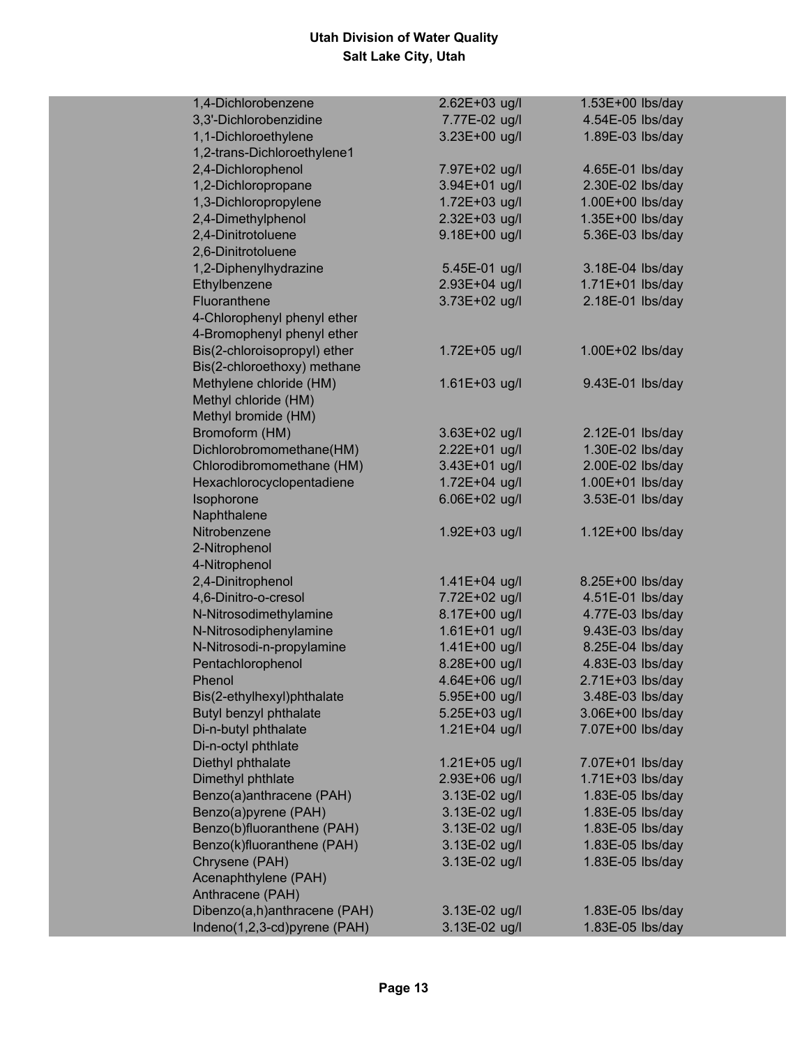| | | |
|---|---|---|
| 1,4-Dichlorobenzene | 2.62E+03 ug/l | 1.53E+00 lbs/day |
| 3,3'-Dichlorobenzidine | 7.77E-02 ug/l | 4.54E-05 lbs/day |
| 1,1-Dichloroethylene | 3.23E+00 ug/l | 1.89E-03 lbs/day |
| 1,2-trans-Dichloroethylene1 | | |
| 2,4-Dichlorophenol | 7.97E+02 ug/l | 4.65E-01 lbs/day |
| 1,2-Dichloropropane | 3.94E+01 ug/l | 2.30E-02 lbs/day |
| 1,3-Dichloropropylene | 1.72E+03 ug/l | 1.00E+00 lbs/day |
| 2,4-Dimethylphenol | 2.32E+03 ug/l | 1.35E+00 lbs/day |
| 2,4-Dinitrotoluene | 9.18E+00 ug/l | 5.36E-03 lbs/day |
| 2,6-Dinitrotoluene | | |
| 1,2-Diphenylhydrazine | 5.45E-01 ug/l | 3.18E-04 lbs/day |
| Ethylbenzene | 2.93E+04 ug/l | 1.71E+01 lbs/day |
| Fluoranthene | 3.73E+02 ug/l | 2.18E-01 lbs/day |
| 4-Chlorophenyl phenyl ether | | |
| 4-Bromophenyl phenyl ether | | |
| Bis(2-chloroisopropyl) ether | 1.72E+05 ug/l | 1.00E+02 lbs/day |
| Bis(2-chloroethoxy) methane | | |
| Methylene chloride (HM) | 1.61E+03 ug/l | 9.43E-01 lbs/day |
| Methyl chloride (HM) | | |
| Methyl bromide (HM) | | |
| Bromoform (HM) | 3.63E+02 ug/l | 2.12E-01 lbs/day |
| Dichlorobromomethane(HM) | 2.22E+01 ug/l | 1.30E-02 lbs/day |
| Chlorodibromomethane (HM) | 3.43E+01 ug/l | 2.00E-02 lbs/day |
| Hexachlorocyclopentadiene | 1.72E+04 ug/l | 1.00E+01 lbs/day |
| Isophorone | 6.06E+02 ug/l | 3.53E-01 lbs/day |
| Naphthalene | | |
| Nitrobenzene | 1.92E+03 ug/l | 1.12E+00 lbs/day |
| 2-Nitrophenol | | |
| 4-Nitrophenol | | |
| 2,4-Dinitrophenol | 1.41E+04 ug/l | 8.25E+00 lbs/day |
| 4,6-Dinitro-o-cresol | 7.72E+02 ug/l | 4.51E-01 lbs/day |
| N-Nitrosodimethylamine | 8.17E+00 ug/l | 4.77E-03 lbs/day |
| N-Nitrosodiphenylamine | 1.61E+01 ug/l | 9.43E-03 lbs/day |
| N-Nitrosodi-n-propylamine | 1.41E+00 ug/l | 8.25E-04 lbs/day |
| Pentachlorophenol | 8.28E+00 ug/l | 4.83E-03 lbs/day |
| Phenol | 4.64E+06 ug/l | 2.71E+03 lbs/day |
| Bis(2-ethylhexyl)phthalate | 5.95E+00 ug/l | 3.48E-03 lbs/day |
| Butyl benzyl phthalate | 5.25E+03 ug/l | 3.06E+00 lbs/day |
| Di-n-butyl phthalate | 1.21E+04 ug/l | 7.07E+00 lbs/day |
| Di-n-octyl phthlate | | |
| Diethyl phthalate | 1.21E+05 ug/l | 7.07E+01 lbs/day |
| Dimethyl phthlate | 2.93E+06 ug/l | 1.71E+03 lbs/day |
| Benzo(a)anthracene (PAH) | 3.13E-02 ug/l | 1.83E-05 lbs/day |
| Benzo(a)pyrene (PAH) | 3.13E-02 ug/l | 1.83E-05 lbs/day |
| Benzo(b)fluoranthene (PAH) | 3.13E-02 ug/l | 1.83E-05 lbs/day |
| Benzo(k)fluoranthene (PAH) | 3.13E-02 ug/l | 1.83E-05 lbs/day |
| Chrysene (PAH) | 3.13E-02 ug/l | 1.83E-05 lbs/day |
| Acenaphthylene (PAH) | | |
| Anthracene (PAH) | | |
| Dibenzo(a,h)anthracene (PAH) | 3.13E-02 ug/l | 1.83E-05 lbs/day |
| Indeno(1,2,3-cd)pyrene (PAH) | 3.13E-02 ug/l | 1.83E-05 lbs/day |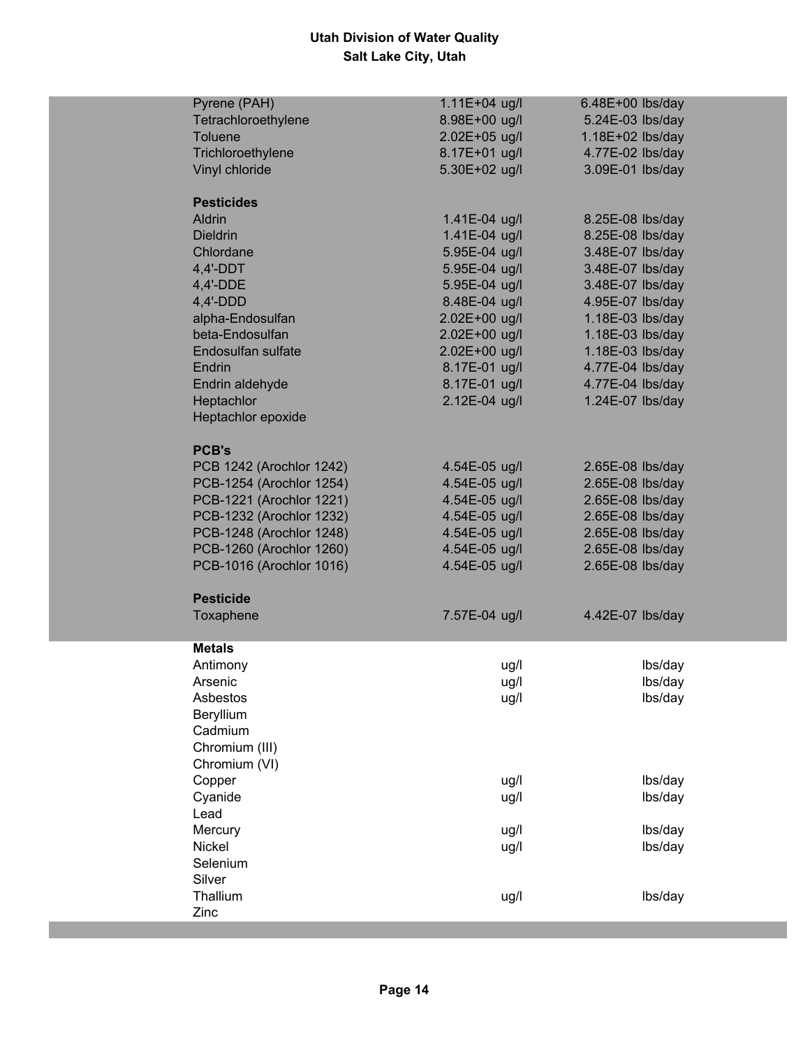| | | |
|---|---|---|
| Pyrene (PAH) | 1.11E+04 ug/l | 6.48E+00 lbs/day |
| Tetrachloroethylene | 8.98E+00 ug/l | 5.24E-03 lbs/day |
| Toluene | 2.02E+05 ug/l | 1.18E+02 lbs/day |
| Trichloroethylene | 8.17E+01 ug/l | 4.77E-02 lbs/day |
| Vinyl chloride | 5.30E+02 ug/l | 3.09E-01 lbs/day |
| | | |
| **Pesticides** | | |
| Aldrin | 1.41E-04 ug/l | 8.25E-08 lbs/day |
| Dieldrin | 1.41E-04 ug/l | 8.25E-08 lbs/day |
| Chlordane | 5.95E-04 ug/l | 3.48E-07 lbs/day |
| 4,4'-DDT | 5.95E-04 ug/l | 3.48E-07 lbs/day |
| 4,4'-DDE | 5.95E-04 ug/l | 3.48E-07 lbs/day |
| 4,4'-DDD | 8.48E-04 ug/l | 4.95E-07 lbs/day |
| alpha-Endosulfan | 2.02E+00 ug/l | 1.18E-03 lbs/day |
| beta-Endosulfan | 2.02E+00 ug/l | 1.18E-03 lbs/day |
| Endosulfan sulfate | 2.02E+00 ug/l | 1.18E-03 lbs/day |
| Endrin | 8.17E-01 ug/l | 4.77E-04 lbs/day |
| Endrin aldehyde | 8.17E-01 ug/l | 4.77E-04 lbs/day |
| Heptachlor | 2.12E-04 ug/l | 1.24E-07 lbs/day |
| Heptachlor epoxide | | |
| | | |
| **PCB's** | | |
| PCB 1242 (Arochlor 1242) | 4.54E-05 ug/l | 2.65E-08 lbs/day |
| PCB-1254 (Arochlor 1254) | 4.54E-05 ug/l | 2.65E-08 lbs/day |
| PCB-1221 (Arochlor 1221) | 4.54E-05 ug/l | 2.65E-08 lbs/day |
| PCB-1232 (Arochlor 1232) | 4.54E-05 ug/l | 2.65E-08 lbs/day |
| PCB-1248 (Arochlor 1248) | 4.54E-05 ug/l | 2.65E-08 lbs/day |
| PCB-1260 (Arochlor 1260) | 4.54E-05 ug/l | 2.65E-08 lbs/day |
| PCB-1016 (Arochlor 1016) | 4.54E-05 ug/l | 2.65E-08 lbs/day |
| | | |
| **Pesticide** | | |
| Toxaphene | 7.57E-04 ug/l | 4.42E-07 lbs/day |
| | | |
| **Metals** | | |
| Antimony | ug/l | lbs/day |
| Arsenic | ug/l | lbs/day |
| Asbestos | ug/l | lbs/day |
| Beryllium | | |
| Cadmium | | |
| Chromium (III) | | |
| Chromium (VI) | | |
| Copper | ug/l | lbs/day |
| Cyanide | ug/l | lbs/day |
| Lead | | |
| Mercury | ug/l | lbs/day |
| Nickel | ug/l | lbs/day |
| Selenium | | |
| Silver | | |
| Thallium | ug/l | lbs/day |
| Zinc | | |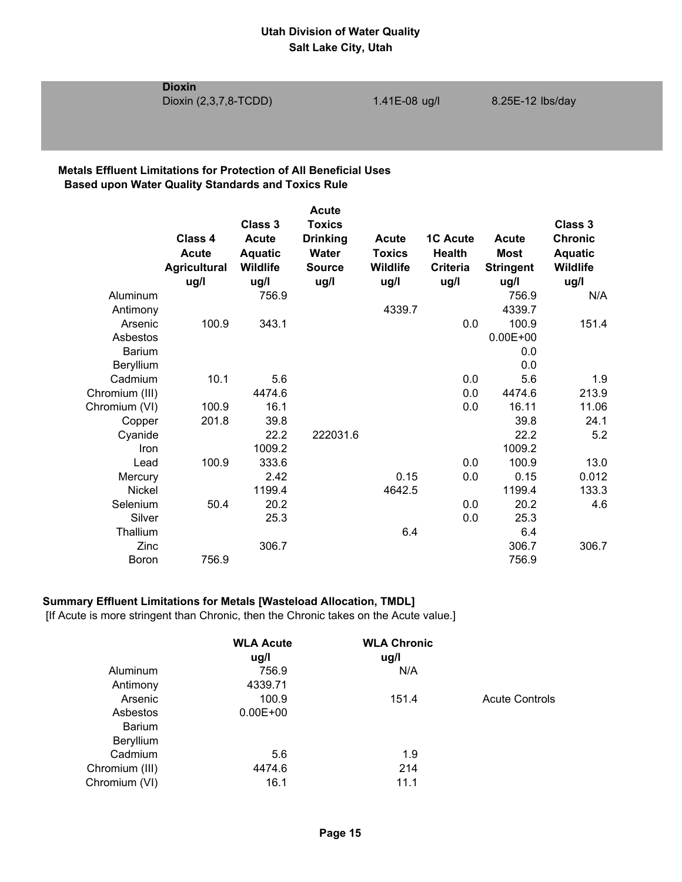**Dioxin**

| Dioxin (2,3,7,8-TCDD) | 1.41E-08 ug/l | 8.25E-12 lbs/day |
|---|---|---|

**Metals Effluent Limitations for Protection of All Beneficial Uses**
**Based upon Water Quality Standards and Toxics Rule**

| | Class 4 Acute Agricultural ug/l | Class 3 Acute Aquatic Wildlife ug/l | Acute Toxics Drinking Water Source ug/l | Acute Toxics Wildlife ug/l | 1C Acute Health Criteria ug/l | Acute Most Stringent ug/l | Class 3 Chronic Aquatic Wildlife ug/l |
|---|---|---|---|---|---|---|---|
| Aluminum | | 756.9 | | | | 756.9 | N/A |
| Antimony | | | | 4339.7 | | 4339.7 | |
| Arsenic | 100.9 | 343.1 | | | 0.0 | 100.9 | 151.4 |
| Asbestos | | | | | | 0.00E+00 | |
| Barium | | | | | | 0.0 | |
| Beryllium | | | | | | 0.0 | |
| Cadmium | 10.1 | 5.6 | | | 0.0 | 5.6 | 1.9 |
| Chromium (III) | | 4474.6 | | | 0.0 | 4474.6 | 213.9 |
| Chromium (VI) | 100.9 | 16.1 | | | 0.0 | 16.11 | 11.06 |
| Copper | 201.8 | 39.8 | | | | 39.8 | 24.1 |
| Cyanide | | 22.2 | 222031.6 | | | 22.2 | 5.2 |
| Iron | | 1009.2 | | | | 1009.2 | |
| Lead | 100.9 | 333.6 | | | 0.0 | 100.9 | 13.0 |
| Mercury | | 2.42 | | 0.15 | 0.0 | 0.15 | 0.012 |
| Nickel | | 1199.4 | | 4642.5 | | 1199.4 | 133.3 |
| Selenium | 50.4 | 20.2 | | | 0.0 | 20.2 | 4.6 |
| Silver | | 25.3 | | | 0.0 | 25.3 | |
| Thallium | | | | 6.4 | | 6.4 | |
| Zinc | | 306.7 | | | | 306.7 | 306.7 |
| Boron | 756.9 | | | | | 756.9 | |

**Summary Effluent Limitations for Metals [Wasteload Allocation, TMDL]**

[If Acute is more stringent than Chronic, then the Chronic takes on the Acute value.]

| | WLA Acute ug/l | WLA Chronic ug/l | |
|---|---|---|---|
| Aluminum | 756.9 | N/A | |
| Antimony | 4339.71 | | |
| Arsenic | 100.9 | 151.4 | Acute Controls |
| Asbestos | 0.00E+00 | | |
| Barium | | | |
| Beryllium | | | |
| Cadmium | 5.6 | 1.9 | |
| Chromium (III) | 4474.6 | 214 | |
| Chromium (VI) | 16.1 | 11.1 | |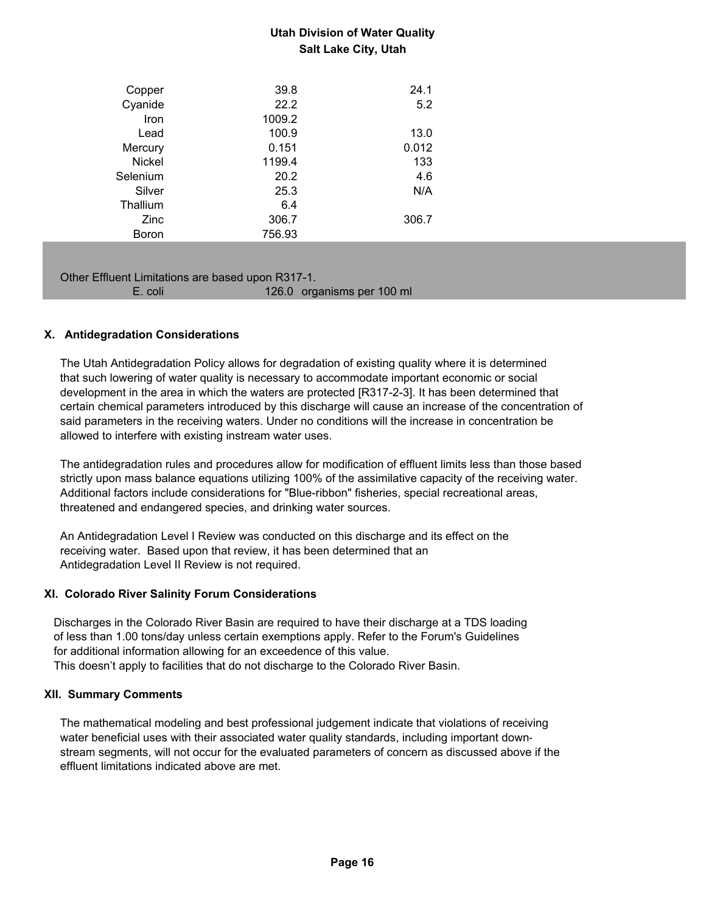| | | |
|---|---|---|
| Copper | 39.8 | 24.1 |
| Cyanide | 22.2 | 5.2 |
| Iron | 1009.2 | |
| Lead | 100.9 | 13.0 |
| Mercury | 0.151 | 0.012 |
| Nickel | 1199.4 | 133 |
| Selenium | 20.2 | 4.6 |
| Silver | 25.3 | N/A |
| Thallium | 6.4 | |
| Zinc | 306.7 | 306.7 |
| Boron | 756.93 | |

Other Effluent Limitations are based upon R317-1.

| | |
|---|---|
| E. coli | 126.0 organisms per 100 ml |

### X. Antidegradation Considerations

The Utah Antidegradation Policy allows for degradation of existing quality where it is determined that such lowering of water quality is necessary to accommodate important economic or social development in the area in which the waters are protected [R317-2-3]. It has been determined that certain chemical parameters introduced by this discharge will cause an increase of the concentration of said parameters in the receiving waters. Under no conditions will the increase in concentration be allowed to interfere with existing instream water uses.

The antidegradation rules and procedures allow for modification of effluent limits less than those based strictly upon mass balance equations utilizing 100% of the assimilative capacity of the receiving water. Additional factors include considerations for "Blue-ribbon" fisheries, special recreational areas, threatened and endangered species, and drinking water sources.

An Antidegradation Level I Review was conducted on this discharge and its effect on the receiving water. Based upon that review, it has been determined that an Antidegradation Level II Review is not required.

### XI. Colorado River Salinity Forum Considerations

Discharges in the Colorado River Basin are required to have their discharge at a TDS loading of less than 1.00 tons/day unless certain exemptions apply. Refer to the Forum's Guidelines for additional information allowing for an exceedence of this value.
This doesn't apply to facilities that do not discharge to the Colorado River Basin.

### XII. Summary Comments

The mathematical modeling and best professional judgement indicate that violations of receiving water beneficial uses with their associated water quality standards, including important down-stream segments, will not occur for the evaluated parameters of concern as discussed above if the effluent limitations indicated above are met.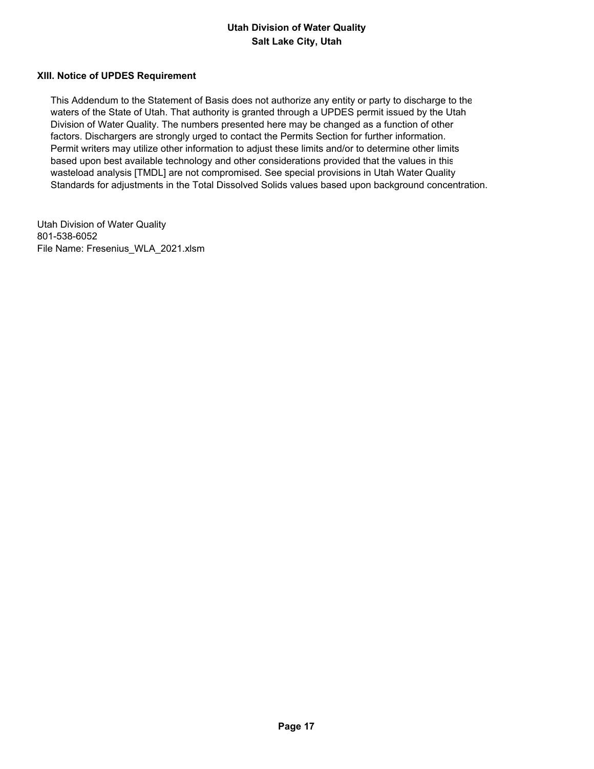## XIII. Notice of UPDES Requirement

This Addendum to the Statement of Basis does not authorize any entity or party to discharge to the waters of the State of Utah. That authority is granted through a UPDES permit issued by the Utah Division of Water Quality. The numbers presented here may be changed as a function of other factors. Dischargers are strongly urged to contact the Permits Section for further information. Permit writers may utilize other information to adjust these limits and/or to determine other limits based upon best available technology and other considerations provided that the values in this wasteload analysis [TMDL] are not compromised. See special provisions in Utah Water Quality Standards for adjustments in the Total Dissolved Solids values based upon background concentration.

Utah Division of Water Quality
801-538-6052
File Name: Fresenius_WLA_2021.xlsm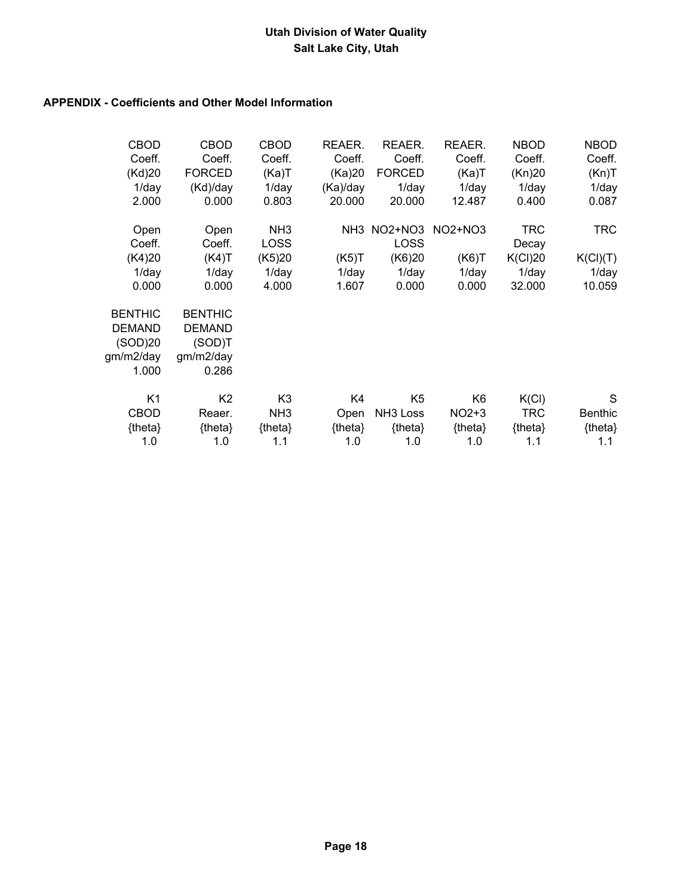**APPENDIX - Coefficients and Other Model Information**

| CBOD Coeff. (Kd)20 1/day | CBOD Coeff. FORCED (Kd)/day | CBOD Coeff. (Ka)T 1/day | REAER. Coeff. (Ka)20 (Ka)/day | REAER. Coeff. FORCED 1/day | REAER. Coeff. (Ka)T 1/day | NBOD Coeff. (Kn)20 1/day | NBOD Coeff. (Kn)T 1/day |
|---|---|---|---|---|---|---|---|
| 2.000 | 0.000 | 0.803 | 20.000 | 20.000 | 12.487 | 0.400 | 0.087 |

| Open Coeff. (K4)20 1/day | Open Coeff. (K4)T 1/day | NH3 LOSS (K5)20 1/day | NH3 (K5)T 1/day | NO2+NO3 LOSS (K6)20 1/day | NO2+NO3 (K6)T 1/day | TRC Decay K(Cl)20 1/day | TRC K(Cl)(T) 1/day |
|---|---|---|---|---|---|---|---|
| 0.000 | 0.000 | 4.000 | 1.607 | 0.000 | 0.000 | 32.000 | 10.059 |

| BENTHIC DEMAND (SOD)20 gm/m2/day | BENTHIC DEMAND (SOD)T gm/m2/day |
|---|---|
| 1.000 | 0.286 |

| K1 CBOD {theta} | K2 Reaer. {theta} | K3 NH3 {theta} | K4 Open {theta} | K5 NH3 Loss {theta} | K6 NO2+3 {theta} | K(Cl) TRC {theta} | S Benthic {theta} |
|---|---|---|---|---|---|---|---|
| 1.0 | 1.0 | 1.1 | 1.0 | 1.0 | 1.0 | 1.1 | 1.1 |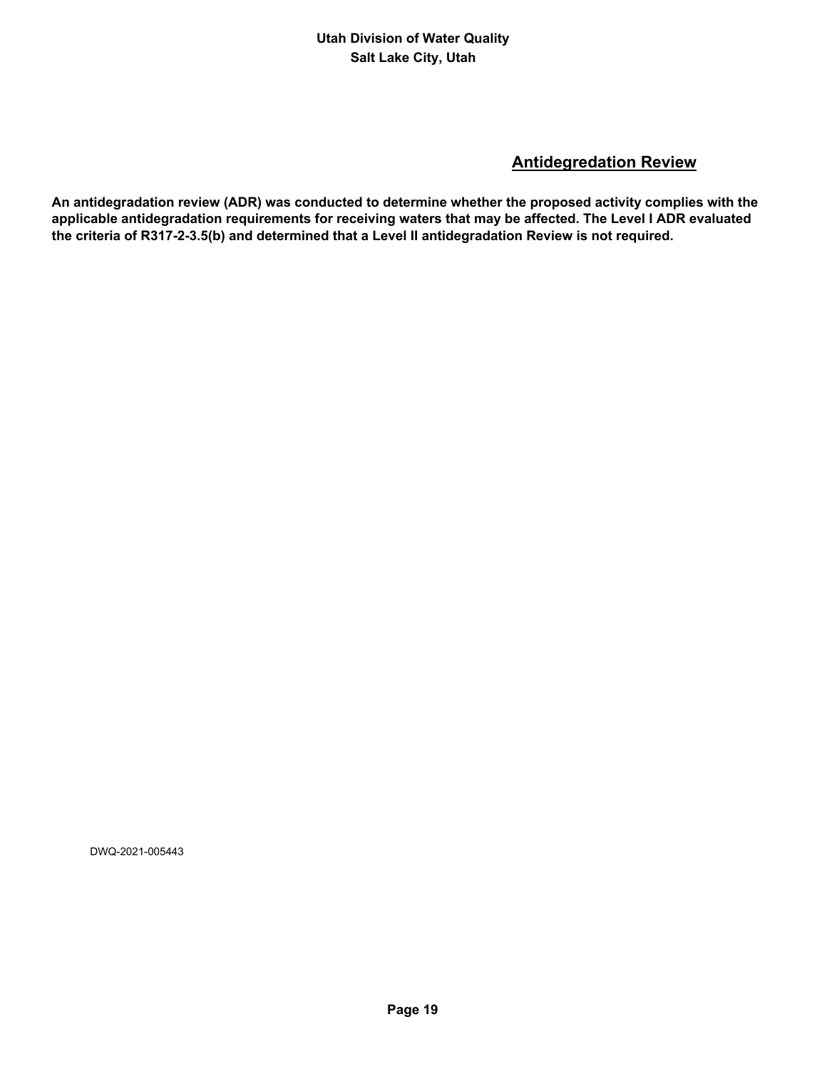**Utah Division of Water Quality**
**Salt Lake City, Utah**

## Antidegradation Review

**An antidegradation review (ADR) was conducted to determine whether the proposed activity complies with the applicable antidegradation requirements for receiving waters that may be affected. The Level I ADR evaluated the criteria of R317-2-3.5(b) and determined that a Level II antidegradation Review is not required.**

DWQ-2021-005443